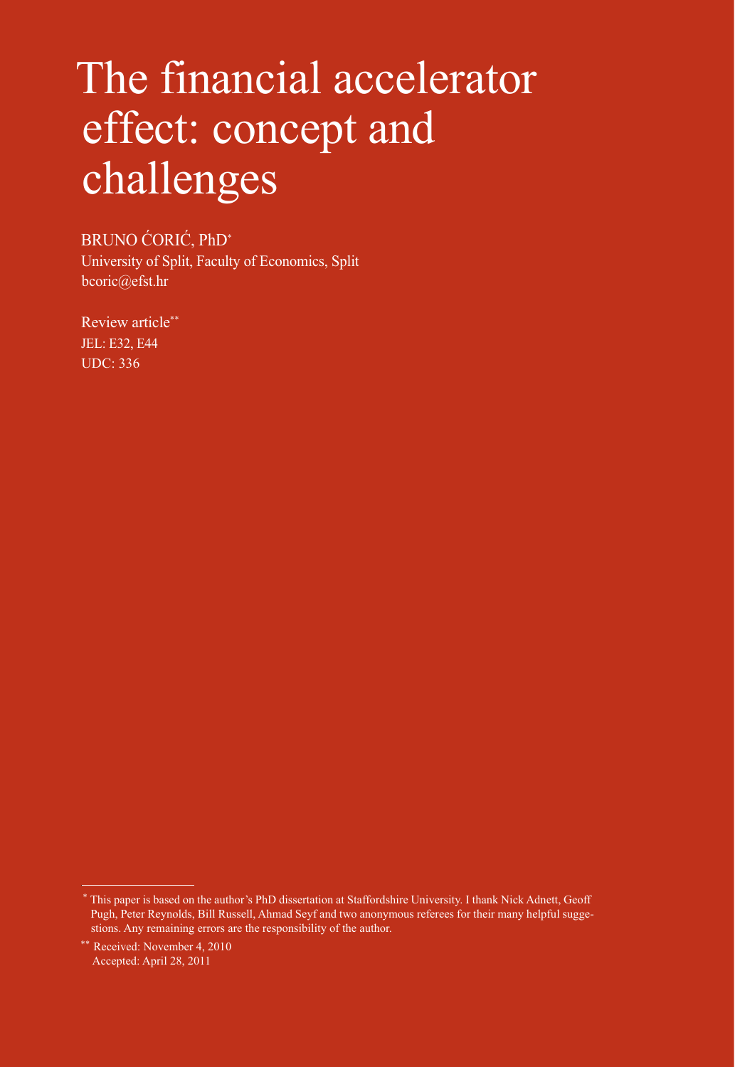# The financial accelerator effect: concept and challenges

BRUNO ĆORIĆ, PhD[*]
University of Split, Faculty of Economics, Split
bcoric@efst.hr

Review article[**]
JEL: E32, E44
UDC: 336

---

[*] This paper is based on the author's PhD dissertation at Staffordshire University. I thank Nick Adnett, Geoff Pugh, Peter Reynolds, Bill Russell, Ahmad Seyf and two anonymous referees for their many helpful suggestions. Any remaining errors are the responsibility of the author.

[**] Received: November 4, 2010
Accepted: April 28, 2011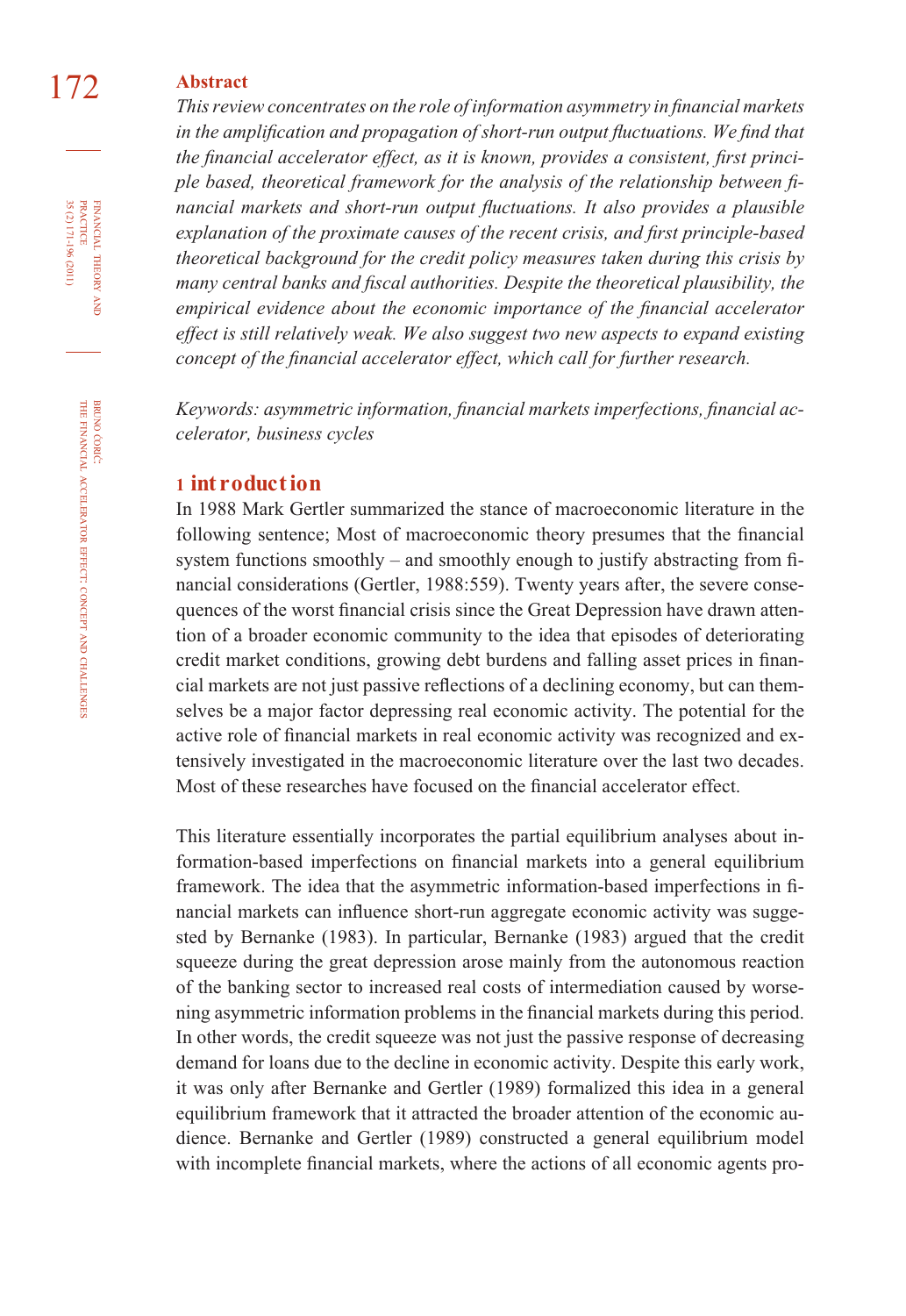## Abstract

*This review concentrates on the role of information asymmetry in financial markets in the amplification and propagation of short-run output fluctuations. We find that the financial accelerator effect, as it is known, provides a consistent, first principle based, theoretical framework for the analysis of the relationship between financial markets and short-run output fluctuations. It also provides a plausible explanation of the proximate causes of the recent crisis, and first principle-based theoretical background for the credit policy measures taken during this crisis by many central banks and fiscal authorities. Despite the theoretical plausibility, the empirical evidence about the economic importance of the financial accelerator effect is still relatively weak. We also suggest two new aspects to expand existing concept of the financial accelerator effect, which call for further research.*

*Keywords: asymmetric information, financial markets imperfections, financial accelerator, business cycles*

## 1 introduction

In 1988 Mark Gertler summarized the stance of macroeconomic literature in the following sentence; Most of macroeconomic theory presumes that the financial system functions smoothly – and smoothly enough to justify abstracting from financial considerations (Gertler, 1988:559). Twenty years after, the severe consequences of the worst financial crisis since the Great Depression have drawn attention of a broader economic community to the idea that episodes of deteriorating credit market conditions, growing debt burdens and falling asset prices in financial markets are not just passive reflections of a declining economy, but can themselves be a major factor depressing real economic activity. The potential for the active role of financial markets in real economic activity was recognized and extensively investigated in the macroeconomic literature over the last two decades. Most of these researches have focused on the financial accelerator effect.

This literature essentially incorporates the partial equilibrium analyses about information-based imperfections on financial markets into a general equilibrium framework. The idea that the asymmetric information-based imperfections in financial markets can influence short-run aggregate economic activity was suggested by Bernanke (1983). In particular, Bernanke (1983) argued that the credit squeeze during the great depression arose mainly from the autonomous reaction of the banking sector to increased real costs of intermediation caused by worsening asymmetric information problems in the financial markets during this period. In other words, the credit squeeze was not just the passive response of decreasing demand for loans due to the decline in economic activity. Despite this early work, it was only after Bernanke and Gertler (1989) formalized this idea in a general equilibrium framework that it attracted the broader attention of the economic audience. Bernanke and Gertler (1989) constructed a general equilibrium model with incomplete financial markets, where the actions of all economic agents pro-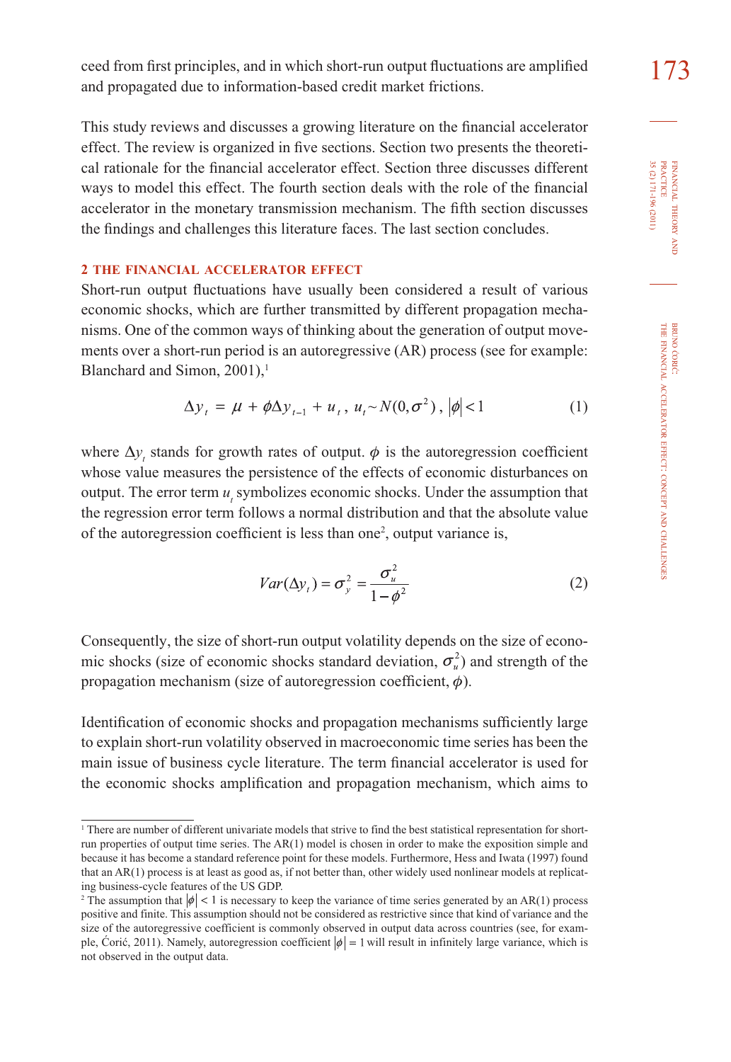ceed from first principles, and in which short-run output fluctuations are amplified and propagated due to information-based credit market frictions.

This study reviews and discusses a growing literature on the financial accelerator effect. The review is organized in five sections. Section two presents the theoretical rationale for the financial accelerator effect. Section three discusses different ways to model this effect. The fourth section deals with the role of the financial accelerator in the monetary transmission mechanism. The fifth section discusses the findings and challenges this literature faces. The last section concludes.

## 2 THE FINANCIAL ACCELERATOR EFFECT

Short-run output fluctuations have usually been considered a result of various economic shocks, which are further transmitted by different propagation mechanisms. One of the common ways of thinking about the generation of output movements over a short-run period is an autoregressive (AR) process (see for example: Blanchard and Simon, 2001),[1]

$$\Delta y_t = \mu + \phi \Delta y_{t-1} + u_t,\ u_t \sim N(0, \sigma^2),\ |\phi| < 1 \tag{1}$$

where $\Delta y_t$ stands for growth rates of output. $\phi$ is the autoregression coefficient whose value measures the persistence of the effects of economic disturbances on output. The error term $u_t$ symbolizes economic shocks. Under the assumption that the regression error term follows a normal distribution and that the absolute value of the autoregression coefficient is less than one[2], output variance is,

$$Var(\Delta y_t) = \sigma_y^2 = \frac{\sigma_u^2}{1-\phi^2} \tag{2}$$

Consequently, the size of short-run output volatility depends on the size of economic shocks (size of economic shocks standard deviation, $\sigma_u^2$) and strength of the propagation mechanism (size of autoregression coefficient, $\phi$).

Identification of economic shocks and propagation mechanisms sufficiently large to explain short-run volatility observed in macroeconomic time series has been the main issue of business cycle literature. The term financial accelerator is used for the economic shocks amplification and propagation mechanism, which aims to

---

[1] There are number of different univariate models that strive to find the best statistical representation for short-run properties of output time series. The AR(1) model is chosen in order to make the exposition simple and because it has become a standard reference point for these models. Furthermore, Hess and Iwata (1997) found that an AR(1) process is at least as good as, if not better than, other widely used nonlinear models at replicating business-cycle features of the US GDP.

[2] The assumption that $|\phi| < 1$ is necessary to keep the variance of time series generated by an AR(1) process positive and finite. This assumption should not be considered as restrictive since that kind of variance and the size of the autoregressive coefficient is commonly observed in output data across countries (see, for example, Ćorić, 2011). Namely, autoregression coefficient $|\phi| = 1$ will result in infinitely large variance, which is not observed in the output data.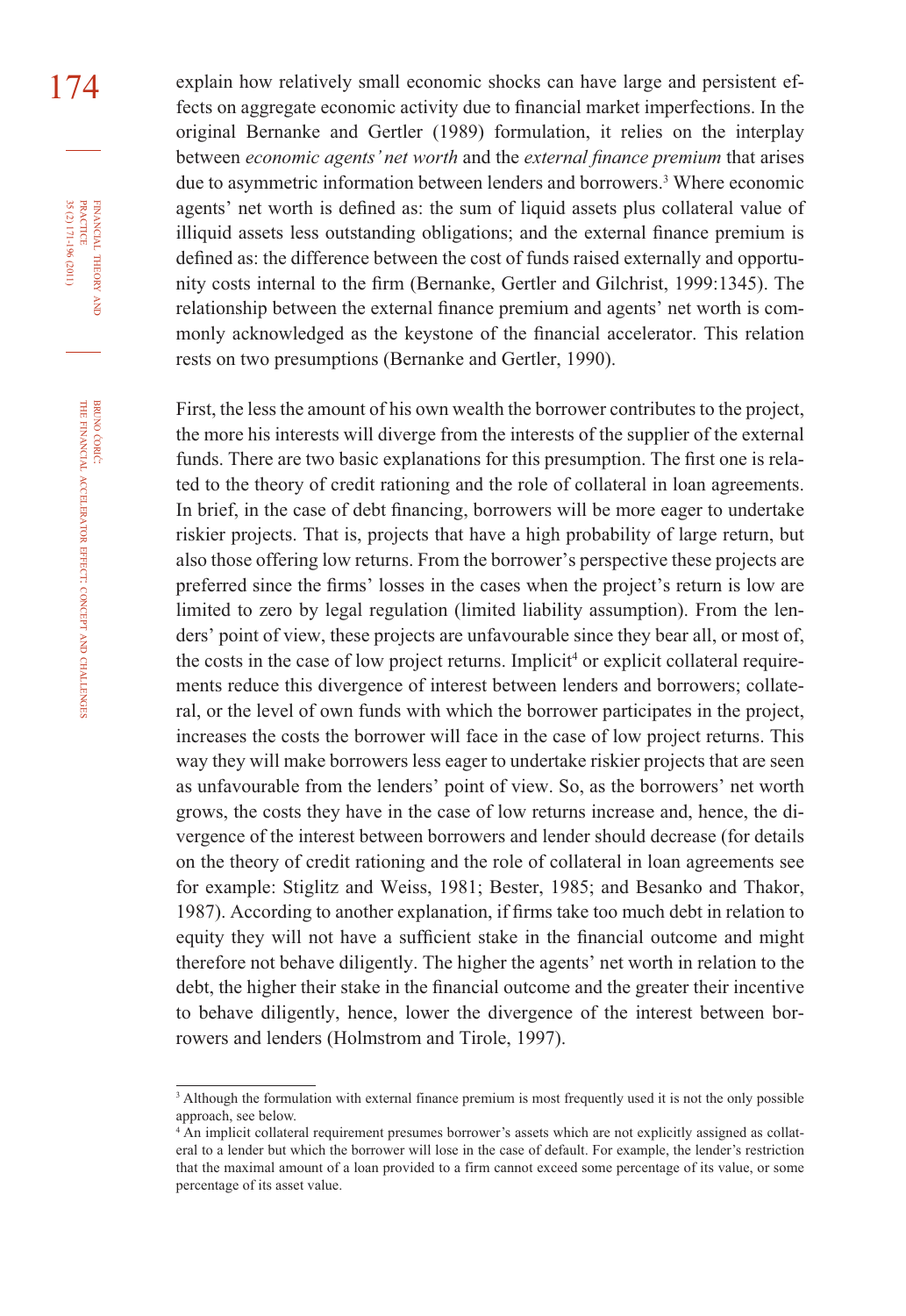explain how relatively small economic shocks can have large and persistent effects on aggregate economic activity due to financial market imperfections. In the original Bernanke and Gertler (1989) formulation, it relies on the interplay between *economic agents' net worth* and the *external finance premium* that arises due to asymmetric information between lenders and borrowers.[3] Where economic agents' net worth is defined as: the sum of liquid assets plus collateral value of illiquid assets less outstanding obligations; and the external finance premium is defined as: the difference between the cost of funds raised externally and opportunity costs internal to the firm (Bernanke, Gertler and Gilchrist, 1999:1345). The relationship between the external finance premium and agents' net worth is commonly acknowledged as the keystone of the financial accelerator. This relation rests on two presumptions (Bernanke and Gertler, 1990).

First, the less the amount of his own wealth the borrower contributes to the project, the more his interests will diverge from the interests of the supplier of the external funds. There are two basic explanations for this presumption. The first one is related to the theory of credit rationing and the role of collateral in loan agreements. In brief, in the case of debt financing, borrowers will be more eager to undertake riskier projects. That is, projects that have a high probability of large return, but also those offering low returns. From the borrower's perspective these projects are preferred since the firms' losses in the cases when the project's return is low are limited to zero by legal regulation (limited liability assumption). From the lenders' point of view, these projects are unfavourable since they bear all, or most of, the costs in the case of low project returns. Implicit[4] or explicit collateral requirements reduce this divergence of interest between lenders and borrowers; collateral, or the level of own funds with which the borrower participates in the project, increases the costs the borrower will face in the case of low project returns. This way they will make borrowers less eager to undertake riskier projects that are seen as unfavourable from the lenders' point of view. So, as the borrowers' net worth grows, the costs they have in the case of low returns increase and, hence, the divergence of the interest between borrowers and lender should decrease (for details on the theory of credit rationing and the role of collateral in loan agreements see for example: Stiglitz and Weiss, 1981; Bester, 1985; and Besanko and Thakor, 1987). According to another explanation, if firms take too much debt in relation to equity they will not have a sufficient stake in the financial outcome and might therefore not behave diligently. The higher the agents' net worth in relation to the debt, the higher their stake in the financial outcome and the greater their incentive to behave diligently, hence, lower the divergence of the interest between borrowers and lenders (Holmstrom and Tirole, 1997).

---

[3] Although the formulation with external finance premium is most frequently used it is not the only possible approach, see below.

[4] An implicit collateral requirement presumes borrower's assets which are not explicitly assigned as collateral to a lender but which the borrower will lose in the case of default. For example, the lender's restriction that the maximal amount of a loan provided to a firm cannot exceed some percentage of its value, or some percentage of its asset value.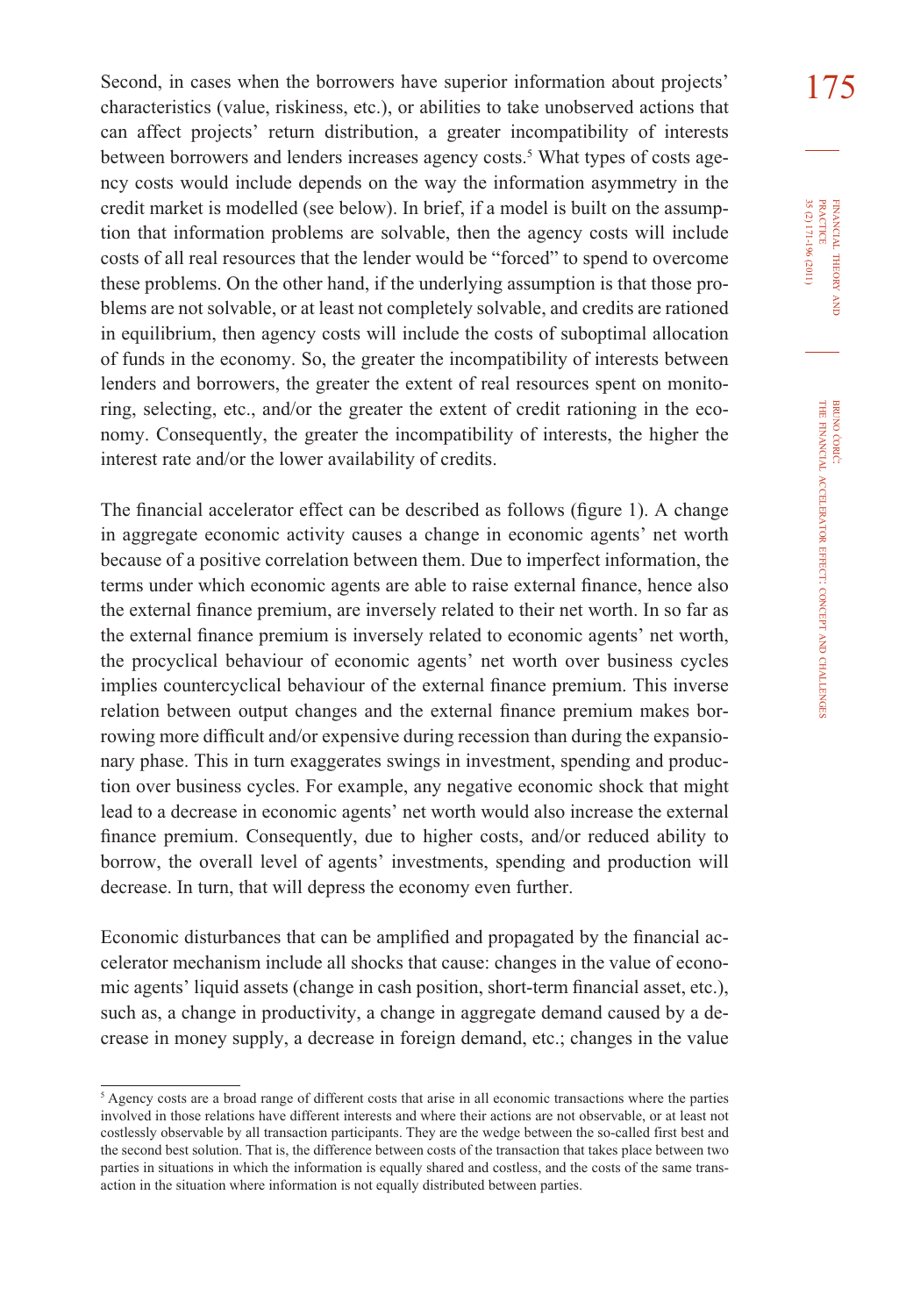Second, in cases when the borrowers have superior information about projects' characteristics (value, riskiness, etc.), or abilities to take unobserved actions that can affect projects' return distribution, a greater incompatibility of interests between borrowers and lenders increases agency costs.[5] What types of costs agency costs would include depends on the way the information asymmetry in the credit market is modelled (see below). In brief, if a model is built on the assumption that information problems are solvable, then the agency costs will include costs of all real resources that the lender would be "forced" to spend to overcome these problems. On the other hand, if the underlying assumption is that those problems are not solvable, or at least not completely solvable, and credits are rationed in equilibrium, then agency costs will include the costs of suboptimal allocation of funds in the economy. So, the greater the incompatibility of interests between lenders and borrowers, the greater the extent of real resources spent on monitoring, selecting, etc., and/or the greater the extent of credit rationing in the economy. Consequently, the greater the incompatibility of interests, the higher the interest rate and/or the lower availability of credits.

The financial accelerator effect can be described as follows (figure 1). A change in aggregate economic activity causes a change in economic agents' net worth because of a positive correlation between them. Due to imperfect information, the terms under which economic agents are able to raise external finance, hence also the external finance premium, are inversely related to their net worth. In so far as the external finance premium is inversely related to economic agents' net worth, the procyclical behaviour of economic agents' net worth over business cycles implies countercyclical behaviour of the external finance premium. This inverse relation between output changes and the external finance premium makes borrowing more difficult and/or expensive during recession than during the expansionary phase. This in turn exaggerates swings in investment, spending and production over business cycles. For example, any negative economic shock that might lead to a decrease in economic agents' net worth would also increase the external finance premium. Consequently, due to higher costs, and/or reduced ability to borrow, the overall level of agents' investments, spending and production will decrease. In turn, that will depress the economy even further.

Economic disturbances that can be amplified and propagated by the financial accelerator mechanism include all shocks that cause: changes in the value of economic agents' liquid assets (change in cash position, short-term financial asset, etc.), such as, a change in productivity, a change in aggregate demand caused by a decrease in money supply, a decrease in foreign demand, etc.; changes in the value

[5] Agency costs are a broad range of different costs that arise in all economic transactions where the parties involved in those relations have different interests and where their actions are not observable, or at least not costlessly observable by all transaction participants. They are the wedge between the so-called first best and the second best solution. That is, the difference between costs of the transaction that takes place between two parties in situations in which the information is equally shared and costless, and the costs of the same transaction in the situation where information is not equally distributed between parties.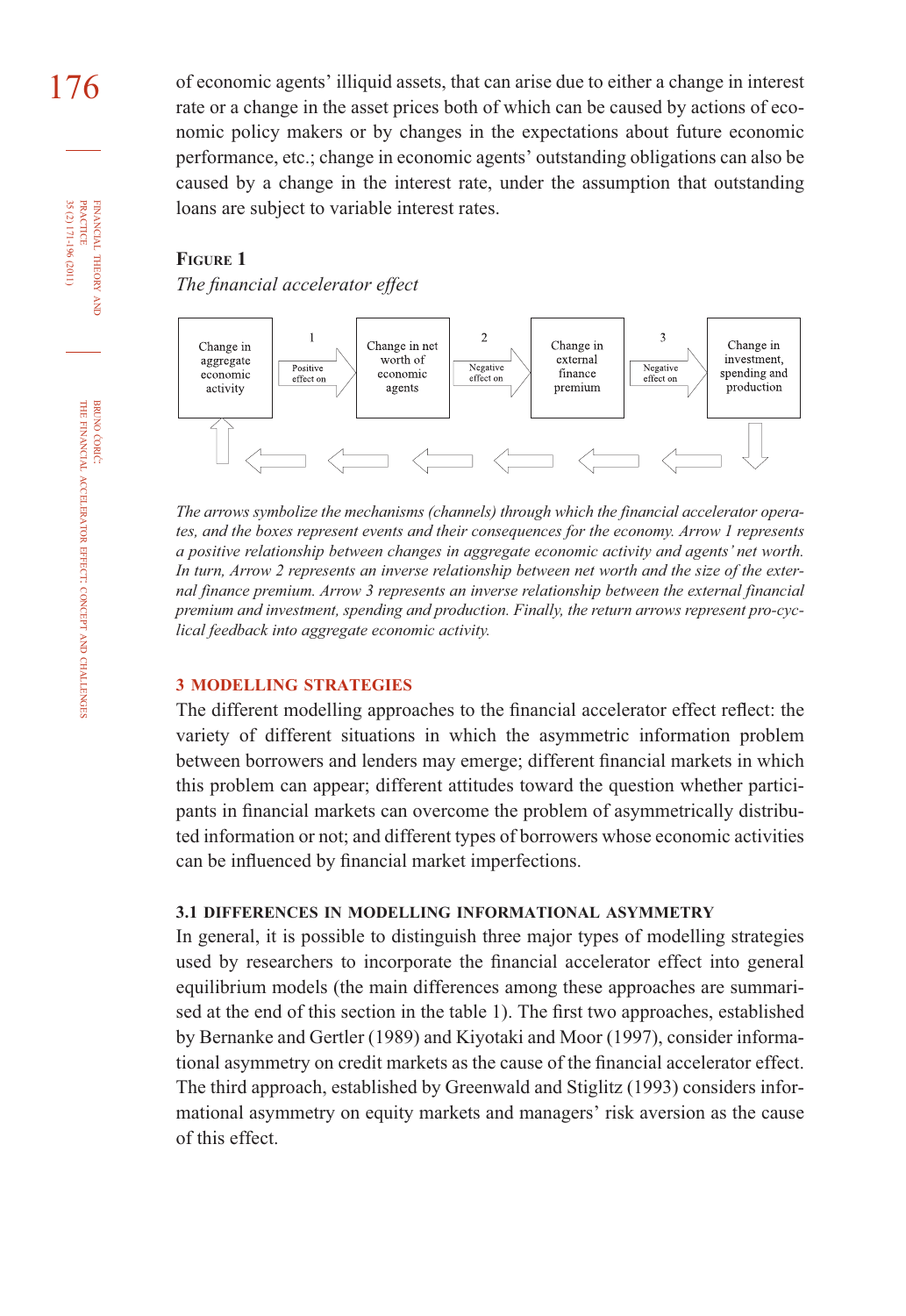of economic agents' illiquid assets, that can arise due to either a change in interest rate or a change in the asset prices both of which can be caused by actions of economic policy makers or by changes in the expectations about future economic performance, etc.; change in economic agents' outstanding obligations can also be caused by a change in the interest rate, under the assumption that outstanding loans are subject to variable interest rates.

**Figure 1**

*The financial accelerator effect*

Change in aggregate economic activity → (1: Positive effect on) → Change in net worth of economic agents → (2: Negative effect on) → Change in external finance premium → (3: Negative effect on) → Change in investment, spending and production → (return arrows) → Change in aggregate economic activity

*The arrows symbolize the mechanisms (channels) through which the financial accelerator operates, and the boxes represent events and their consequences for the economy. Arrow 1 represents a positive relationship between changes in aggregate economic activity and agents' net worth. In turn, Arrow 2 represents an inverse relationship between net worth and the size of the external finance premium. Arrow 3 represents an inverse relationship between the external financial premium and investment, spending and production. Finally, the return arrows represent pro-cyclical feedback into aggregate economic activity.*

## 3 MODELLING STRATEGIES

The different modelling approaches to the financial accelerator effect reflect: the variety of different situations in which the asymmetric information problem between borrowers and lenders may emerge; different financial markets in which this problem can appear; different attitudes toward the question whether participants in financial markets can overcome the problem of asymmetrically distributed information or not; and different types of borrowers whose economic activities can be influenced by financial market imperfections.

### 3.1 DIFFERENCES IN MODELLING INFORMATIONAL ASYMMETRY

In general, it is possible to distinguish three major types of modelling strategies used by researchers to incorporate the financial accelerator effect into general equilibrium models (the main differences among these approaches are summarised at the end of this section in the table 1). The first two approaches, established by Bernanke and Gertler (1989) and Kiyotaki and Moor (1997), consider informational asymmetry on credit markets as the cause of the financial accelerator effect. The third approach, established by Greenwald and Stiglitz (1993) considers informational asymmetry on equity markets and managers' risk aversion as the cause of this effect.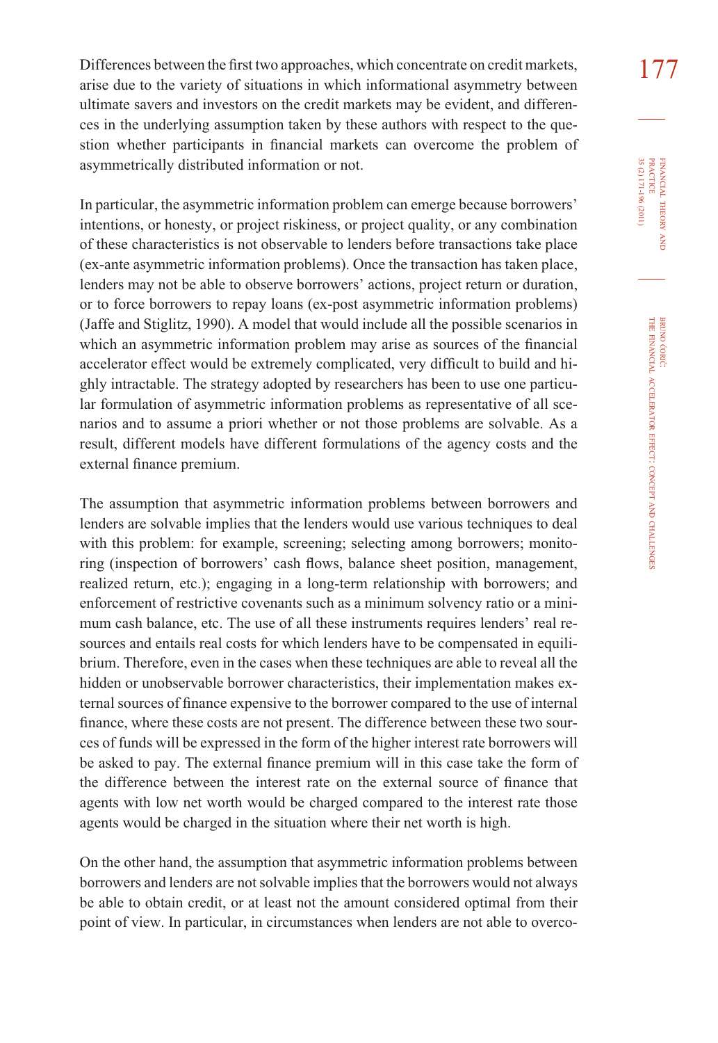Differences between the first two approaches, which concentrate on credit markets, arise due to the variety of situations in which informational asymmetry between ultimate savers and investors on the credit markets may be evident, and differences in the underlying assumption taken by these authors with respect to the question whether participants in financial markets can overcome the problem of asymmetrically distributed information or not.

In particular, the asymmetric information problem can emerge because borrowers' intentions, or honesty, or project riskiness, or project quality, or any combination of these characteristics is not observable to lenders before transactions take place (ex-ante asymmetric information problems). Once the transaction has taken place, lenders may not be able to observe borrowers' actions, project return or duration, or to force borrowers to repay loans (ex-post asymmetric information problems) (Jaffe and Stiglitz, 1990). A model that would include all the possible scenarios in which an asymmetric information problem may arise as sources of the financial accelerator effect would be extremely complicated, very difficult to build and highly intractable. The strategy adopted by researchers has been to use one particular formulation of asymmetric information problems as representative of all scenarios and to assume a priori whether or not those problems are solvable. As a result, different models have different formulations of the agency costs and the external finance premium.

The assumption that asymmetric information problems between borrowers and lenders are solvable implies that the lenders would use various techniques to deal with this problem: for example, screening; selecting among borrowers; monitoring (inspection of borrowers' cash flows, balance sheet position, management, realized return, etc.); engaging in a long-term relationship with borrowers; and enforcement of restrictive covenants such as a minimum solvency ratio or a minimum cash balance, etc. The use of all these instruments requires lenders' real resources and entails real costs for which lenders have to be compensated in equilibrium. Therefore, even in the cases when these techniques are able to reveal all the hidden or unobservable borrower characteristics, their implementation makes external sources of finance expensive to the borrower compared to the use of internal finance, where these costs are not present. The difference between these two sources of funds will be expressed in the form of the higher interest rate borrowers will be asked to pay. The external finance premium will in this case take the form of the difference between the interest rate on the external source of finance that agents with low net worth would be charged compared to the interest rate those agents would be charged in the situation where their net worth is high.

On the other hand, the assumption that asymmetric information problems between borrowers and lenders are not solvable implies that the borrowers would not always be able to obtain credit, or at least not the amount considered optimal from their point of view. In particular, in circumstances when lenders are not able to overco-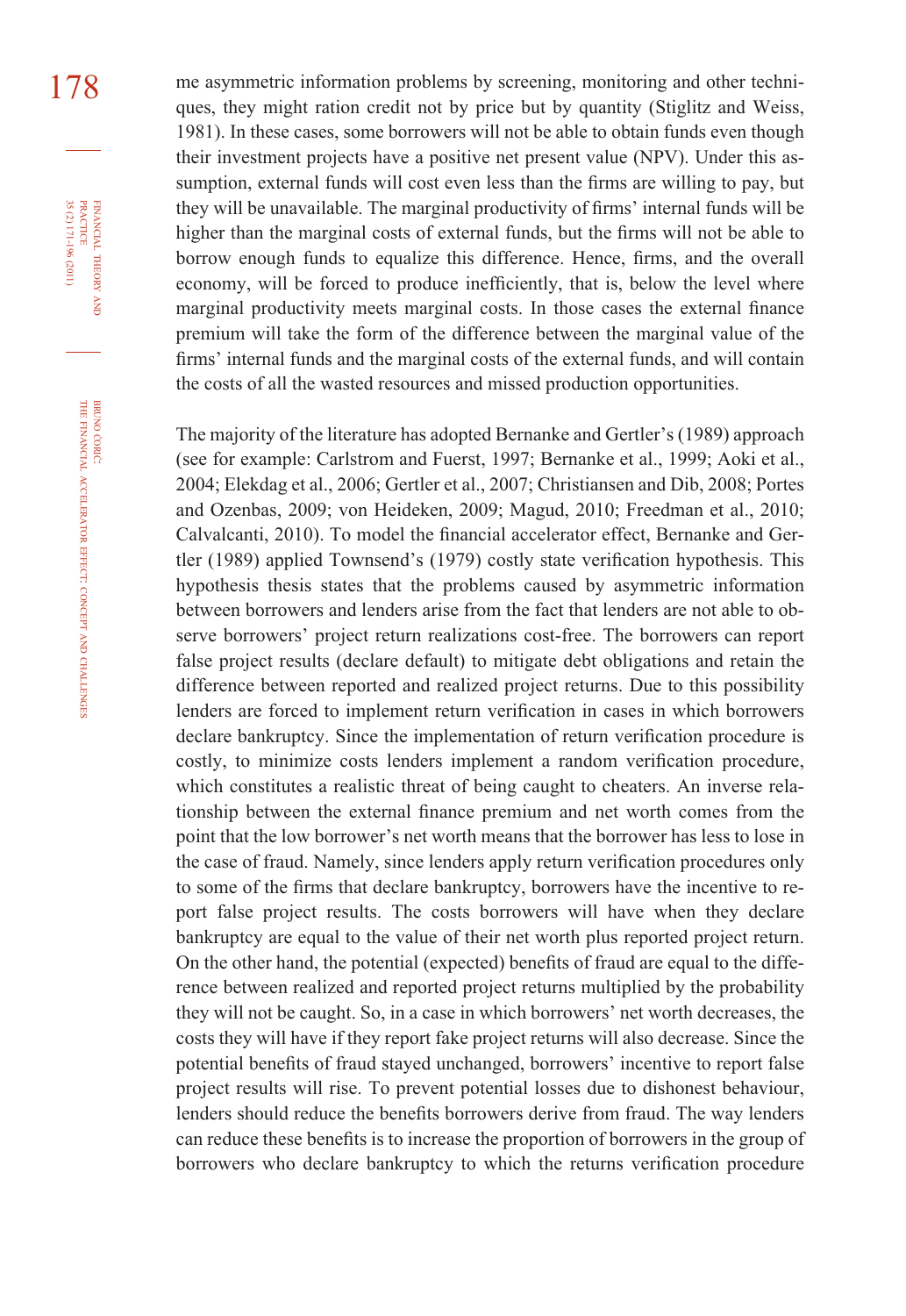me asymmetric information problems by screening, monitoring and other techniques, they might ration credit not by price but by quantity (Stiglitz and Weiss, 1981). In these cases, some borrowers will not be able to obtain funds even though their investment projects have a positive net present value (NPV). Under this assumption, external funds will cost even less than the firms are willing to pay, but they will be unavailable. The marginal productivity of firms' internal funds will be higher than the marginal costs of external funds, but the firms will not be able to borrow enough funds to equalize this difference. Hence, firms, and the overall economy, will be forced to produce inefficiently, that is, below the level where marginal productivity meets marginal costs. In those cases the external finance premium will take the form of the difference between the marginal value of the firms' internal funds and the marginal costs of the external funds, and will contain the costs of all the wasted resources and missed production opportunities.

The majority of the literature has adopted Bernanke and Gertler's (1989) approach (see for example: Carlstrom and Fuerst, 1997; Bernanke et al., 1999; Aoki et al., 2004; Elekdag et al., 2006; Gertler et al., 2007; Christiansen and Dib, 2008; Portes and Ozenbas, 2009; von Heideken, 2009; Magud, 2010; Freedman et al., 2010; Calvalcanti, 2010). To model the financial accelerator effect, Bernanke and Gertler (1989) applied Townsend's (1979) costly state verification hypothesis. This hypothesis thesis states that the problems caused by asymmetric information between borrowers and lenders arise from the fact that lenders are not able to observe borrowers' project return realizations cost-free. The borrowers can report false project results (declare default) to mitigate debt obligations and retain the difference between reported and realized project returns. Due to this possibility lenders are forced to implement return verification in cases in which borrowers declare bankruptcy. Since the implementation of return verification procedure is costly, to minimize costs lenders implement a random verification procedure, which constitutes a realistic threat of being caught to cheaters. An inverse relationship between the external finance premium and net worth comes from the point that the low borrower's net worth means that the borrower has less to lose in the case of fraud. Namely, since lenders apply return verification procedures only to some of the firms that declare bankruptcy, borrowers have the incentive to report false project results. The costs borrowers will have when they declare bankruptcy are equal to the value of their net worth plus reported project return. On the other hand, the potential (expected) benefits of fraud are equal to the difference between realized and reported project returns multiplied by the probability they will not be caught. So, in a case in which borrowers' net worth decreases, the costs they will have if they report fake project returns will also decrease. Since the potential benefits of fraud stayed unchanged, borrowers' incentive to report false project results will rise. To prevent potential losses due to dishonest behaviour, lenders should reduce the benefits borrowers derive from fraud. The way lenders can reduce these benefits is to increase the proportion of borrowers in the group of borrowers who declare bankruptcy to which the returns verification procedure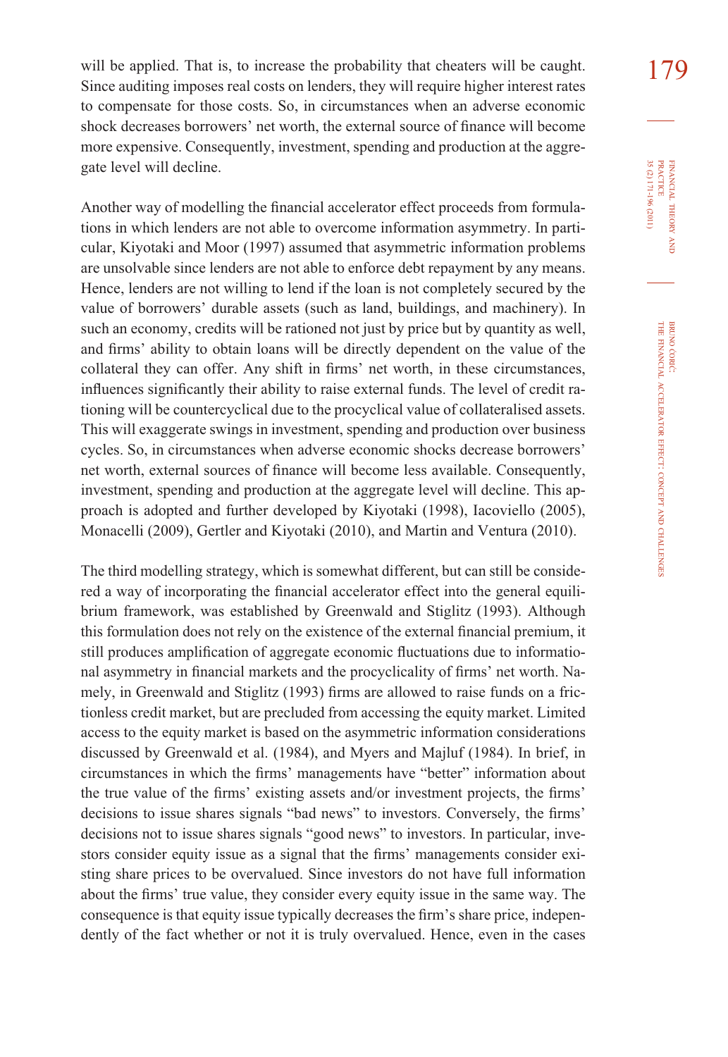will be applied. That is, to increase the probability that cheaters will be caught. Since auditing imposes real costs on lenders, they will require higher interest rates to compensate for those costs. So, in circumstances when an adverse economic shock decreases borrowers' net worth, the external source of finance will become more expensive. Consequently, investment, spending and production at the aggregate level will decline.

Another way of modelling the financial accelerator effect proceeds from formulations in which lenders are not able to overcome information asymmetry. In particular, Kiyotaki and Moor (1997) assumed that asymmetric information problems are unsolvable since lenders are not able to enforce debt repayment by any means. Hence, lenders are not willing to lend if the loan is not completely secured by the value of borrowers' durable assets (such as land, buildings, and machinery). In such an economy, credits will be rationed not just by price but by quantity as well, and firms' ability to obtain loans will be directly dependent on the value of the collateral they can offer. Any shift in firms' net worth, in these circumstances, influences significantly their ability to raise external funds. The level of credit rationing will be countercyclical due to the procyclical value of collateralised assets. This will exaggerate swings in investment, spending and production over business cycles. So, in circumstances when adverse economic shocks decrease borrowers' net worth, external sources of finance will become less available. Consequently, investment, spending and production at the aggregate level will decline. This approach is adopted and further developed by Kiyotaki (1998), Iacoviello (2005), Monacelli (2009), Gertler and Kiyotaki (2010), and Martin and Ventura (2010).

The third modelling strategy, which is somewhat different, but can still be considered a way of incorporating the financial accelerator effect into the general equilibrium framework, was established by Greenwald and Stiglitz (1993). Although this formulation does not rely on the existence of the external financial premium, it still produces amplification of aggregate economic fluctuations due to informational asymmetry in financial markets and the procyclicality of firms' net worth. Namely, in Greenwald and Stiglitz (1993) firms are allowed to raise funds on a frictionless credit market, but are precluded from accessing the equity market. Limited access to the equity market is based on the asymmetric information considerations discussed by Greenwald et al. (1984), and Myers and Majluf (1984). In brief, in circumstances in which the firms' managements have "better" information about the true value of the firms' existing assets and/or investment projects, the firms' decisions to issue shares signals "bad news" to investors. Conversely, the firms' decisions not to issue shares signals "good news" to investors. In particular, investors consider equity issue as a signal that the firms' managements consider existing share prices to be overvalued. Since investors do not have full information about the firms' true value, they consider every equity issue in the same way. The consequence is that equity issue typically decreases the firm's share price, independently of the fact whether or not it is truly overvalued. Hence, even in the cases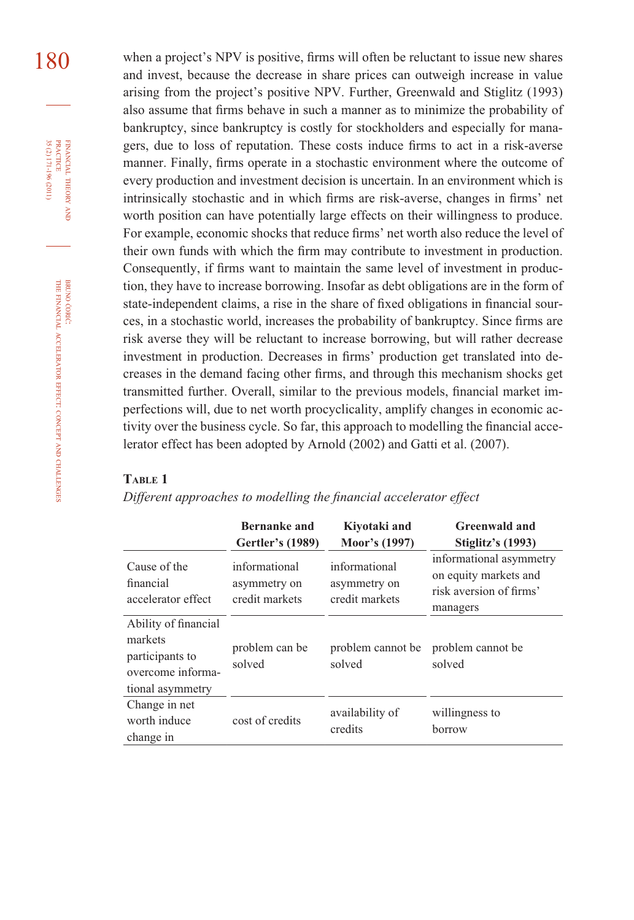when a project's NPV is positive, firms will often be reluctant to issue new shares and invest, because the decrease in share prices can outweigh increase in value arising from the project's positive NPV. Further, Greenwald and Stiglitz (1993) also assume that firms behave in such a manner as to minimize the probability of bankruptcy, since bankruptcy is costly for stockholders and especially for managers, due to loss of reputation. These costs induce firms to act in a risk-averse manner. Finally, firms operate in a stochastic environment where the outcome of every production and investment decision is uncertain. In an environment which is intrinsically stochastic and in which firms are risk-averse, changes in firms' net worth position can have potentially large effects on their willingness to produce. For example, economic shocks that reduce firms' net worth also reduce the level of their own funds with which the firm may contribute to investment in production. Consequently, if firms want to maintain the same level of investment in production, they have to increase borrowing. Insofar as debt obligations are in the form of state-independent claims, a rise in the share of fixed obligations in financial sources, in a stochastic world, increases the probability of bankruptcy. Since firms are risk averse they will be reluctant to increase borrowing, but will rather decrease investment in production. Decreases in firms' production get translated into decreases in the demand facing other firms, and through this mechanism shocks get transmitted further. Overall, similar to the previous models, financial market imperfections will, due to net worth procyclicality, amplify changes in economic activity over the business cycle. So far, this approach to modelling the financial accelerator effect has been adopted by Arnold (2002) and Gatti et al. (2007).

**Table 1**

*Different approaches to modelling the financial accelerator effect*

| | Bernanke and Gertler's (1989) | Kiyotaki and Moor's (1997) | Greenwald and Stiglitz's (1993) |
|---|---|---|---|
| Cause of the financial accelerator effect | informational asymmetry on credit markets | informational asymmetry on credit markets | informational asymmetry on equity markets and risk aversion of firms' managers |
| Ability of financial markets participants to overcome informational asymmetry | problem can be solved | problem cannot be solved | problem cannot be solved |
| Change in net worth induce change in | cost of credits | availability of credits | willingness to borrow |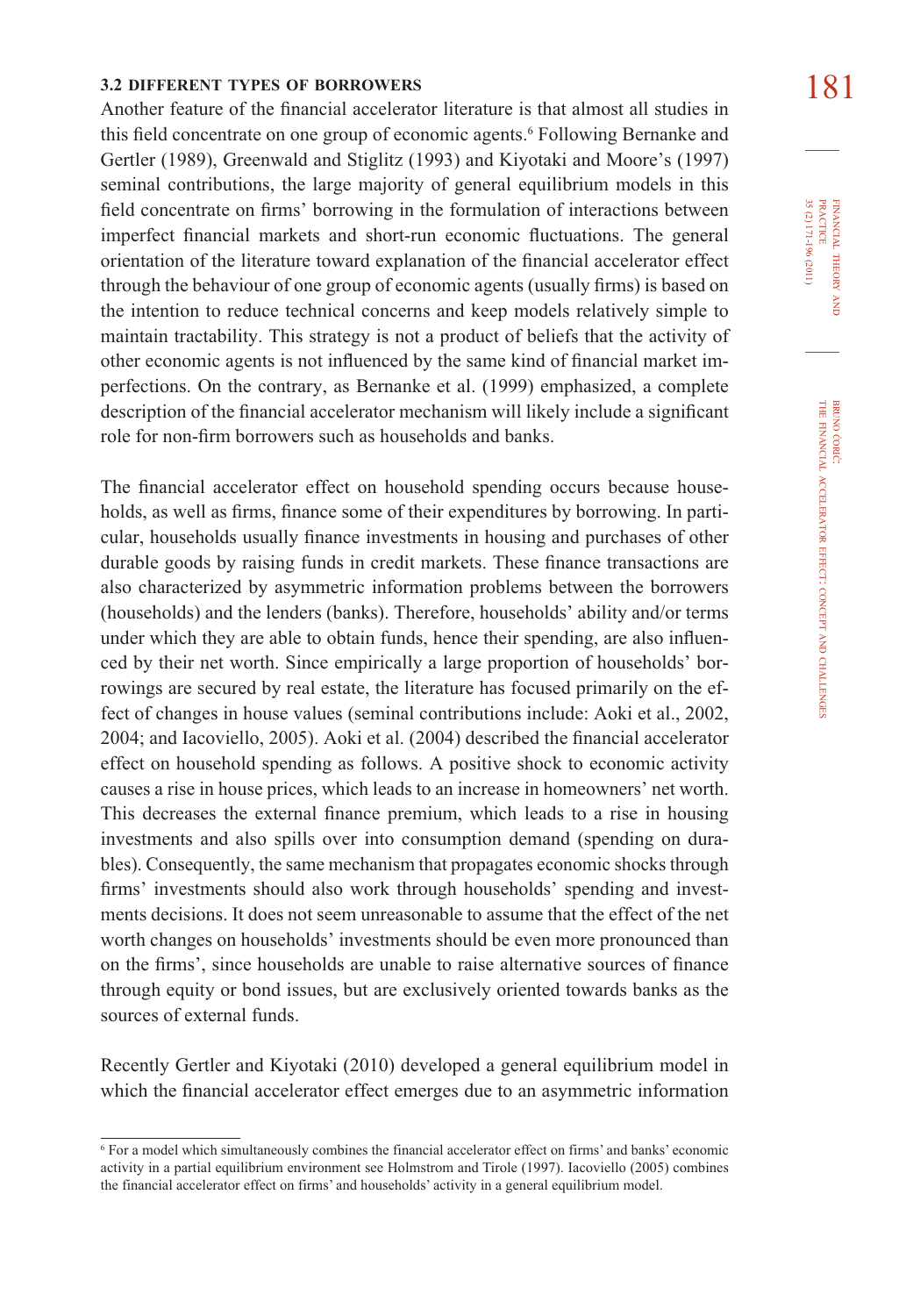### 3.2 DIFFERENT TYPES OF BORROWERS

Another feature of the financial accelerator literature is that almost all studies in this field concentrate on one group of economic agents.[6] Following Bernanke and Gertler (1989), Greenwald and Stiglitz (1993) and Kiyotaki and Moore's (1997) seminal contributions, the large majority of general equilibrium models in this field concentrate on firms' borrowing in the formulation of interactions between imperfect financial markets and short-run economic fluctuations. The general orientation of the literature toward explanation of the financial accelerator effect through the behaviour of one group of economic agents (usually firms) is based on the intention to reduce technical concerns and keep models relatively simple to maintain tractability. This strategy is not a product of beliefs that the activity of other economic agents is not influenced by the same kind of financial market imperfections. On the contrary, as Bernanke et al. (1999) emphasized, a complete description of the financial accelerator mechanism will likely include a significant role for non-firm borrowers such as households and banks.

The financial accelerator effect on household spending occurs because households, as well as firms, finance some of their expenditures by borrowing. In particular, households usually finance investments in housing and purchases of other durable goods by raising funds in credit markets. These finance transactions are also characterized by asymmetric information problems between the borrowers (households) and the lenders (banks). Therefore, households' ability and/or terms under which they are able to obtain funds, hence their spending, are also influenced by their net worth. Since empirically a large proportion of households' borrowings are secured by real estate, the literature has focused primarily on the effect of changes in house values (seminal contributions include: Aoki et al., 2002, 2004; and Iacoviello, 2005). Aoki et al. (2004) described the financial accelerator effect on household spending as follows. A positive shock to economic activity causes a rise in house prices, which leads to an increase in homeowners' net worth. This decreases the external finance premium, which leads to a rise in housing investments and also spills over into consumption demand (spending on durables). Consequently, the same mechanism that propagates economic shocks through firms' investments should also work through households' spending and investments decisions. It does not seem unreasonable to assume that the effect of the net worth changes on households' investments should be even more pronounced than on the firms', since households are unable to raise alternative sources of finance through equity or bond issues, but are exclusively oriented towards banks as the sources of external funds.

Recently Gertler and Kiyotaki (2010) developed a general equilibrium model in which the financial accelerator effect emerges due to an asymmetric information

---

[6] For a model which simultaneously combines the financial accelerator effect on firms' and banks' economic activity in a partial equilibrium environment see Holmstrom and Tirole (1997). Iacoviello (2005) combines the financial accelerator effect on firms' and households' activity in a general equilibrium model.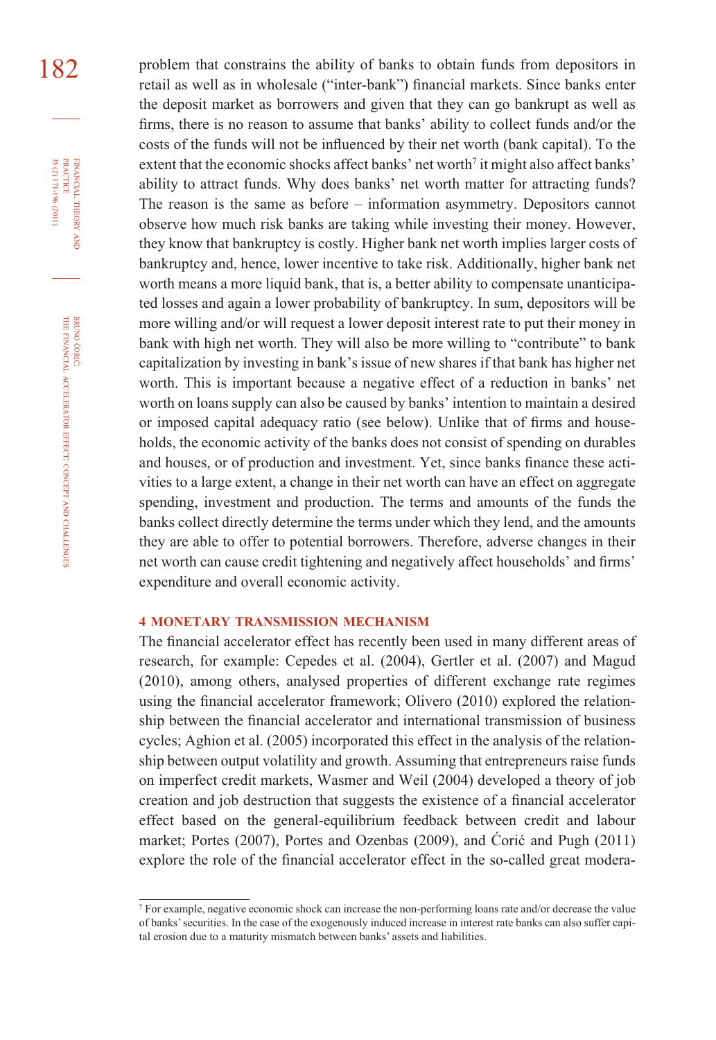problem that constrains the ability of banks to obtain funds from depositors in retail as well as in wholesale ("inter-bank") financial markets. Since banks enter the deposit market as borrowers and given that they can go bankrupt as well as firms, there is no reason to assume that banks' ability to collect funds and/or the costs of the funds will not be influenced by their net worth (bank capital). To the extent that the economic shocks affect banks' net worth[7] it might also affect banks' ability to attract funds. Why does banks' net worth matter for attracting funds? The reason is the same as before – information asymmetry. Depositors cannot observe how much risk banks are taking while investing their money. However, they know that bankruptcy is costly. Higher bank net worth implies larger costs of bankruptcy and, hence, lower incentive to take risk. Additionally, higher bank net worth means a more liquid bank, that is, a better ability to compensate unanticipated losses and again a lower probability of bankruptcy. In sum, depositors will be more willing and/or will request a lower deposit interest rate to put their money in bank with high net worth. They will also be more willing to "contribute" to bank capitalization by investing in bank's issue of new shares if that bank has higher net worth. This is important because a negative effect of a reduction in banks' net worth on loans supply can also be caused by banks' intention to maintain a desired or imposed capital adequacy ratio (see below). Unlike that of firms and households, the economic activity of the banks does not consist of spending on durables and houses, or of production and investment. Yet, since banks finance these activities to a large extent, a change in their net worth can have an effect on aggregate spending, investment and production. The terms and amounts of the funds the banks collect directly determine the terms under which they lend, and the amounts they are able to offer to potential borrowers. Therefore, adverse changes in their net worth can cause credit tightening and negatively affect households' and firms' expenditure and overall economic activity.

## 4 MONETARY TRANSMISSION MECHANISM

The financial accelerator effect has recently been used in many different areas of research, for example: Cepedes et al. (2004), Gertler et al. (2007) and Magud (2010), among others, analysed properties of different exchange rate regimes using the financial accelerator framework; Olivero (2010) explored the relationship between the financial accelerator and international transmission of business cycles; Aghion et al. (2005) incorporated this effect in the analysis of the relationship between output volatility and growth. Assuming that entrepreneurs raise funds on imperfect credit markets, Wasmer and Weil (2004) developed a theory of job creation and job destruction that suggests the existence of a financial accelerator effect based on the general-equilibrium feedback between credit and labour market; Portes (2007), Portes and Ozenbas (2009), and Ćorić and Pugh (2011) explore the role of the financial accelerator effect in the so-called great modera-

[7] For example, negative economic shock can increase the non-performing loans rate and/or decrease the value of banks' securities. In the case of the exogenously induced increase in interest rate banks can also suffer capital erosion due to a maturity mismatch between banks' assets and liabilities.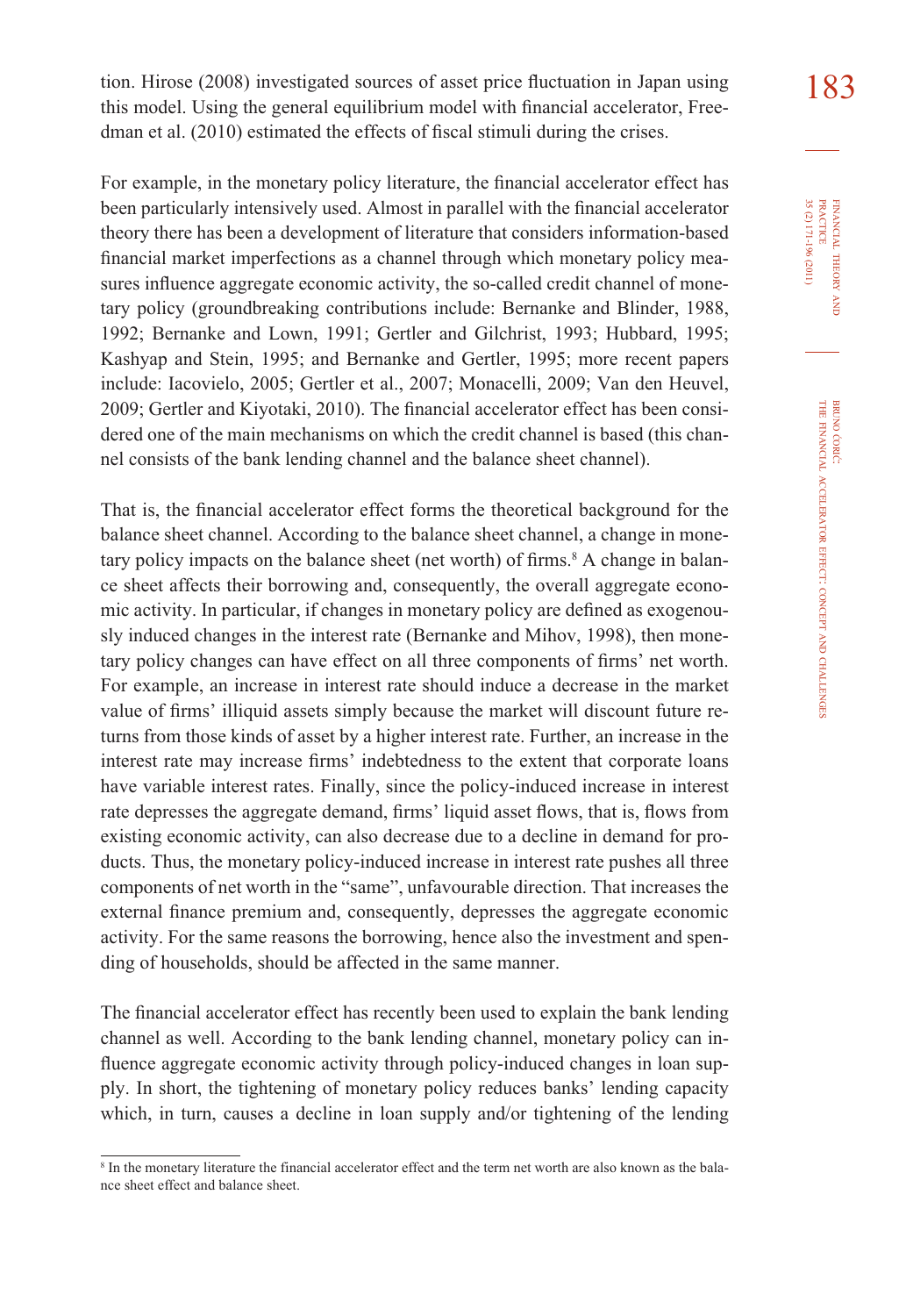tion. Hirose (2008) investigated sources of asset price fluctuation in Japan using this model. Using the general equilibrium model with financial accelerator, Freedman et al. (2010) estimated the effects of fiscal stimuli during the crises.

For example, in the monetary policy literature, the financial accelerator effect has been particularly intensively used. Almost in parallel with the financial accelerator theory there has been a development of literature that considers information-based financial market imperfections as a channel through which monetary policy measures influence aggregate economic activity, the so-called credit channel of monetary policy (groundbreaking contributions include: Bernanke and Blinder, 1988, 1992; Bernanke and Lown, 1991; Gertler and Gilchrist, 1993; Hubbard, 1995; Kashyap and Stein, 1995; and Bernanke and Gertler, 1995; more recent papers include: Iacovielo, 2005; Gertler et al., 2007; Monacelli, 2009; Van den Heuvel, 2009; Gertler and Kiyotaki, 2010). The financial accelerator effect has been considered one of the main mechanisms on which the credit channel is based (this channel consists of the bank lending channel and the balance sheet channel).

That is, the financial accelerator effect forms the theoretical background for the balance sheet channel. According to the balance sheet channel, a change in monetary policy impacts on the balance sheet (net worth) of firms.[8] A change in balance sheet affects their borrowing and, consequently, the overall aggregate economic activity. In particular, if changes in monetary policy are defined as exogenously induced changes in the interest rate (Bernanke and Mihov, 1998), then monetary policy changes can have effect on all three components of firms' net worth. For example, an increase in interest rate should induce a decrease in the market value of firms' illiquid assets simply because the market will discount future returns from those kinds of asset by a higher interest rate. Further, an increase in the interest rate may increase firms' indebtedness to the extent that corporate loans have variable interest rates. Finally, since the policy-induced increase in interest rate depresses the aggregate demand, firms' liquid asset flows, that is, flows from existing economic activity, can also decrease due to a decline in demand for products. Thus, the monetary policy-induced increase in interest rate pushes all three components of net worth in the "same", unfavourable direction. That increases the external finance premium and, consequently, depresses the aggregate economic activity. For the same reasons the borrowing, hence also the investment and spending of households, should be affected in the same manner.

The financial accelerator effect has recently been used to explain the bank lending channel as well. According to the bank lending channel, monetary policy can influence aggregate economic activity through policy-induced changes in loan supply. In short, the tightening of monetary policy reduces banks' lending capacity which, in turn, causes a decline in loan supply and/or tightening of the lending

[8] In the monetary literature the financial accelerator effect and the term net worth are also known as the balance sheet effect and balance sheet.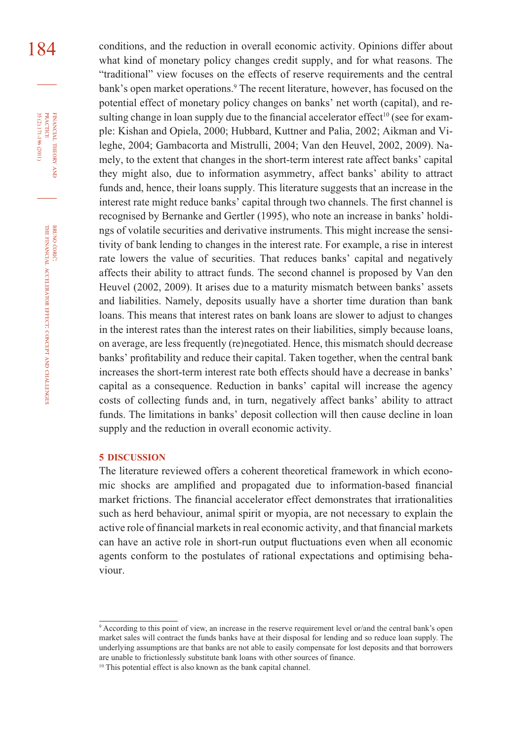conditions, and the reduction in overall economic activity. Opinions differ about what kind of monetary policy changes credit supply, and for what reasons. The "traditional" view focuses on the effects of reserve requirements and the central bank's open market operations.[9] The recent literature, however, has focused on the potential effect of monetary policy changes on banks' net worth (capital), and resulting change in loan supply due to the financial accelerator effect[10] (see for example: Kishan and Opiela, 2000; Hubbard, Kuttner and Palia, 2002; Aikman and Vileghe, 2004; Gambacorta and Mistrulli, 2004; Van den Heuvel, 2002, 2009). Namely, to the extent that changes in the short-term interest rate affect banks' capital they might also, due to information asymmetry, affect banks' ability to attract funds and, hence, their loans supply. This literature suggests that an increase in the interest rate might reduce banks' capital through two channels. The first channel is recognised by Bernanke and Gertler (1995), who note an increase in banks' holdings of volatile securities and derivative instruments. This might increase the sensitivity of bank lending to changes in the interest rate. For example, a rise in interest rate lowers the value of securities. That reduces banks' capital and negatively affects their ability to attract funds. The second channel is proposed by Van den Heuvel (2002, 2009). It arises due to a maturity mismatch between banks' assets and liabilities. Namely, deposits usually have a shorter time duration than bank loans. This means that interest rates on bank loans are slower to adjust to changes in the interest rates than the interest rates on their liabilities, simply because loans, on average, are less frequently (re)negotiated. Hence, this mismatch should decrease banks' profitability and reduce their capital. Taken together, when the central bank increases the short-term interest rate both effects should have a decrease in banks' capital as a consequence. Reduction in banks' capital will increase the agency costs of collecting funds and, in turn, negatively affect banks' ability to attract funds. The limitations in banks' deposit collection will then cause decline in loan supply and the reduction in overall economic activity.

## 5 DISCUSSION

The literature reviewed offers a coherent theoretical framework in which economic shocks are amplified and propagated due to information-based financial market frictions. The financial accelerator effect demonstrates that irrationalities such as herd behaviour, animal spirit or myopia, are not necessary to explain the active role of financial markets in real economic activity, and that financial markets can have an active role in short-run output fluctuations even when all economic agents conform to the postulates of rational expectations and optimising behaviour.

---

[9] According to this point of view, an increase in the reserve requirement level or/and the central bank's open market sales will contract the funds banks have at their disposal for lending and so reduce loan supply. The underlying assumptions are that banks are not able to easily compensate for lost deposits and that borrowers are unable to frictionlessly substitute bank loans with other sources of finance.

[10] This potential effect is also known as the bank capital channel.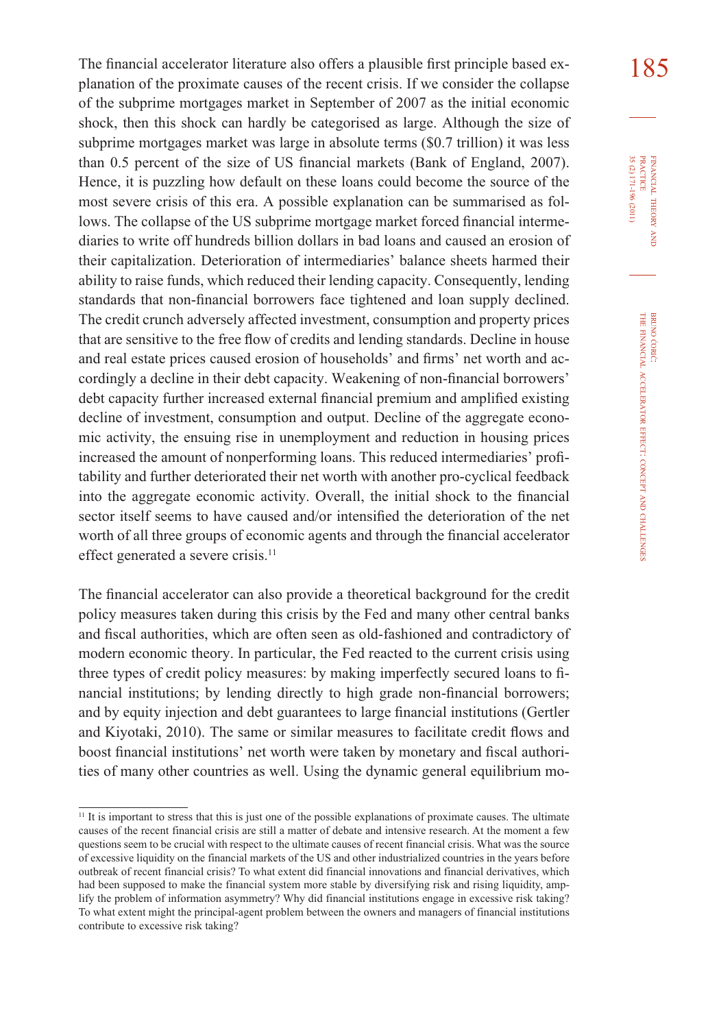The financial accelerator literature also offers a plausible first principle based explanation of the proximate causes of the recent crisis. If we consider the collapse of the subprime mortgages market in September of 2007 as the initial economic shock, then this shock can hardly be categorised as large. Although the size of subprime mortgages market was large in absolute terms ($0.7 trillion) it was less than 0.5 percent of the size of US financial markets (Bank of England, 2007). Hence, it is puzzling how default on these loans could become the source of the most severe crisis of this era. A possible explanation can be summarised as follows. The collapse of the US subprime mortgage market forced financial intermediaries to write off hundreds billion dollars in bad loans and caused an erosion of their capitalization. Deterioration of intermediaries' balance sheets harmed their ability to raise funds, which reduced their lending capacity. Consequently, lending standards that non-financial borrowers face tightened and loan supply declined. The credit crunch adversely affected investment, consumption and property prices that are sensitive to the free flow of credits and lending standards. Decline in house and real estate prices caused erosion of households' and firms' net worth and accordingly a decline in their debt capacity. Weakening of non-financial borrowers' debt capacity further increased external financial premium and amplified existing decline of investment, consumption and output. Decline of the aggregate economic activity, the ensuing rise in unemployment and reduction in housing prices increased the amount of nonperforming loans. This reduced intermediaries' profitability and further deteriorated their net worth with another pro-cyclical feedback into the aggregate economic activity. Overall, the initial shock to the financial sector itself seems to have caused and/or intensified the deterioration of the net worth of all three groups of economic agents and through the financial accelerator effect generated a severe crisis.[11]

The financial accelerator can also provide a theoretical background for the credit policy measures taken during this crisis by the Fed and many other central banks and fiscal authorities, which are often seen as old-fashioned and contradictory of modern economic theory. In particular, the Fed reacted to the current crisis using three types of credit policy measures: by making imperfectly secured loans to financial institutions; by lending directly to high grade non-financial borrowers; and by equity injection and debt guarantees to large financial institutions (Gertler and Kiyotaki, 2010). The same or similar measures to facilitate credit flows and boost financial institutions' net worth were taken by monetary and fiscal authorities of many other countries as well. Using the dynamic general equilibrium mo-

---

[11] It is important to stress that this is just one of the possible explanations of proximate causes. The ultimate causes of the recent financial crisis are still a matter of debate and intensive research. At the moment a few questions seem to be crucial with respect to the ultimate causes of recent financial crisis. What was the source of excessive liquidity on the financial markets of the US and other industrialized countries in the years before outbreak of recent financial crisis? To what extent did financial innovations and financial derivatives, which had been supposed to make the financial system more stable by diversifying risk and rising liquidity, amplify the problem of information asymmetry? Why did financial institutions engage in excessive risk taking? To what extent might the principal-agent problem between the owners and managers of financial institutions contribute to excessive risk taking?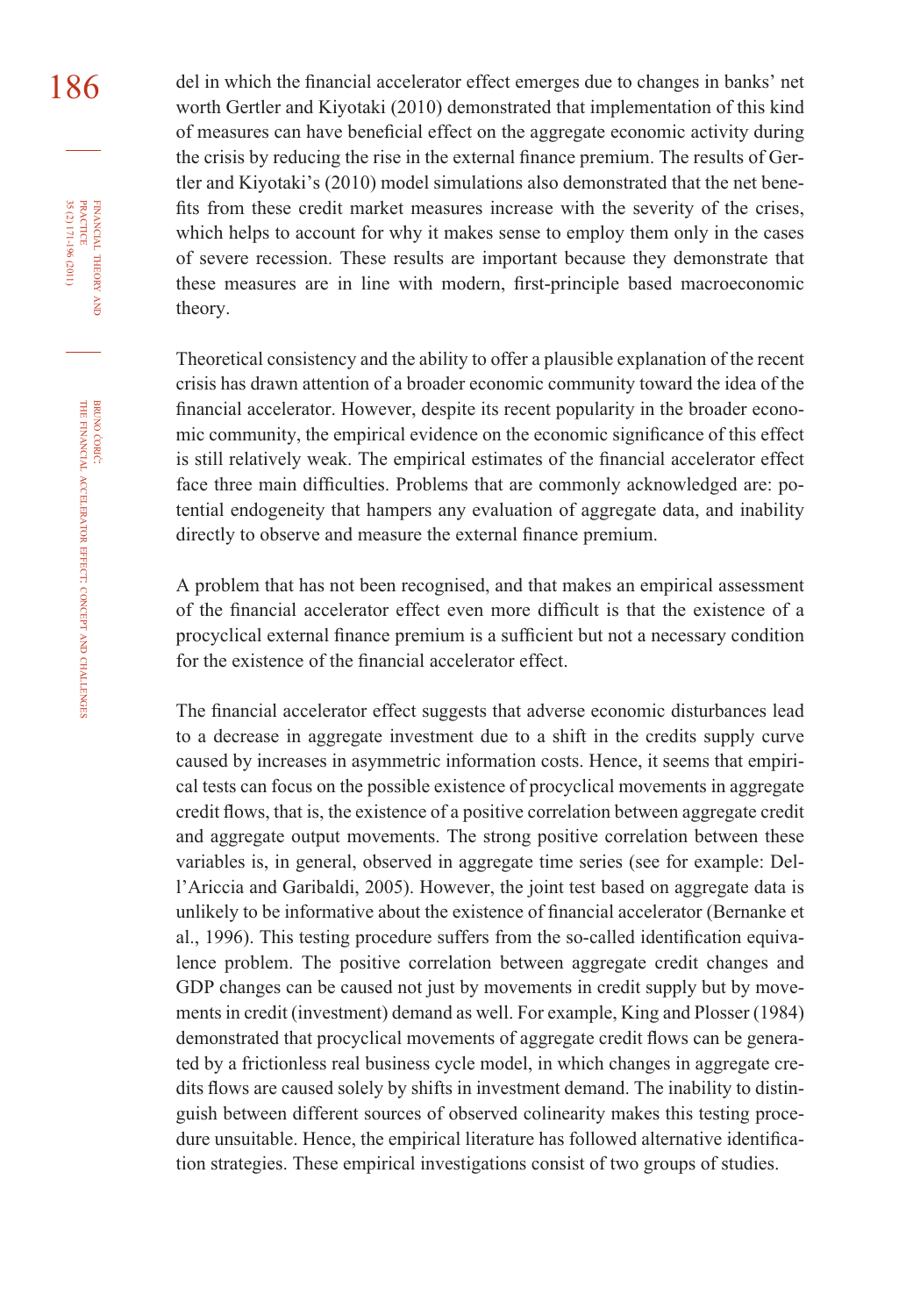del in which the financial accelerator effect emerges due to changes in banks' net worth Gertler and Kiyotaki (2010) demonstrated that implementation of this kind of measures can have beneficial effect on the aggregate economic activity during the crisis by reducing the rise in the external finance premium. The results of Gertler and Kiyotaki's (2010) model simulations also demonstrated that the net benefits from these credit market measures increase with the severity of the crises, which helps to account for why it makes sense to employ them only in the cases of severe recession. These results are important because they demonstrate that these measures are in line with modern, first-principle based macroeconomic theory.

Theoretical consistency and the ability to offer a plausible explanation of the recent crisis has drawn attention of a broader economic community toward the idea of the financial accelerator. However, despite its recent popularity in the broader economic community, the empirical evidence on the economic significance of this effect is still relatively weak. The empirical estimates of the financial accelerator effect face three main difficulties. Problems that are commonly acknowledged are: potential endogeneity that hampers any evaluation of aggregate data, and inability directly to observe and measure the external finance premium.

A problem that has not been recognised, and that makes an empirical assessment of the financial accelerator effect even more difficult is that the existence of a procyclical external finance premium is a sufficient but not a necessary condition for the existence of the financial accelerator effect.

The financial accelerator effect suggests that adverse economic disturbances lead to a decrease in aggregate investment due to a shift in the credits supply curve caused by increases in asymmetric information costs. Hence, it seems that empirical tests can focus on the possible existence of procyclical movements in aggregate credit flows, that is, the existence of a positive correlation between aggregate credit and aggregate output movements. The strong positive correlation between these variables is, in general, observed in aggregate time series (see for example: Dell'Ariccia and Garibaldi, 2005). However, the joint test based on aggregate data is unlikely to be informative about the existence of financial accelerator (Bernanke et al., 1996). This testing procedure suffers from the so-called identification equivalence problem. The positive correlation between aggregate credit changes and GDP changes can be caused not just by movements in credit supply but by movements in credit (investment) demand as well. For example, King and Plosser (1984) demonstrated that procyclical movements of aggregate credit flows can be generated by a frictionless real business cycle model, in which changes in aggregate credits flows are caused solely by shifts in investment demand. The inability to distinguish between different sources of observed colinearity makes this testing procedure unsuitable. Hence, the empirical literature has followed alternative identification strategies. These empirical investigations consist of two groups of studies.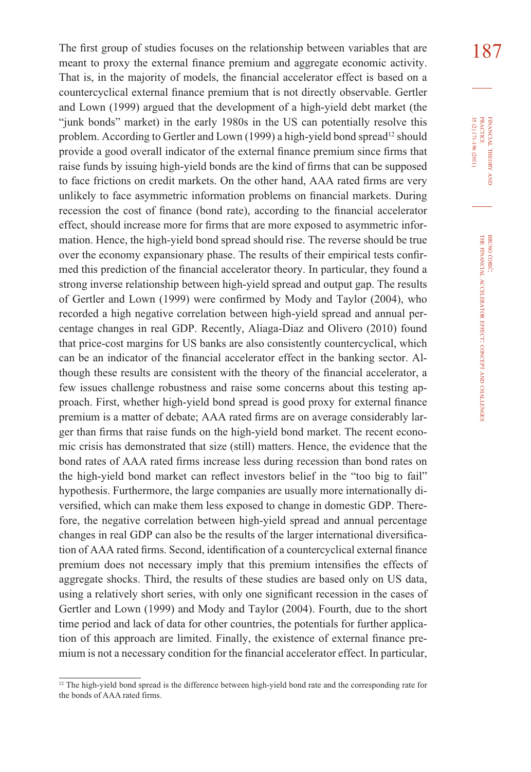The first group of studies focuses on the relationship between variables that are meant to proxy the external finance premium and aggregate economic activity. That is, in the majority of models, the financial accelerator effect is based on a countercyclical external finance premium that is not directly observable. Gertler and Lown (1999) argued that the development of a high-yield debt market (the "junk bonds" market) in the early 1980s in the US can potentially resolve this problem. According to Gertler and Lown (1999) a high-yield bond spread[12] should provide a good overall indicator of the external finance premium since firms that raise funds by issuing high-yield bonds are the kind of firms that can be supposed to face frictions on credit markets. On the other hand, AAA rated firms are very unlikely to face asymmetric information problems on financial markets. During recession the cost of finance (bond rate), according to the financial accelerator effect, should increase more for firms that are more exposed to asymmetric information. Hence, the high-yield bond spread should rise. The reverse should be true over the economy expansionary phase. The results of their empirical tests confirmed this prediction of the financial accelerator theory. In particular, they found a strong inverse relationship between high-yield spread and output gap. The results of Gertler and Lown (1999) were confirmed by Mody and Taylor (2004), who recorded a high negative correlation between high-yield spread and annual percentage changes in real GDP. Recently, Aliaga-Diaz and Olivero (2010) found that price-cost margins for US banks are also consistently countercyclical, which can be an indicator of the financial accelerator effect in the banking sector. Although these results are consistent with the theory of the financial accelerator, a few issues challenge robustness and raise some concerns about this testing approach. First, whether high-yield bond spread is good proxy for external finance premium is a matter of debate; AAA rated firms are on average considerably larger than firms that raise funds on the high-yield bond market. The recent economic crisis has demonstrated that size (still) matters. Hence, the evidence that the bond rates of AAA rated firms increase less during recession than bond rates on the high-yield bond market can reflect investors belief in the "too big to fail" hypothesis. Furthermore, the large companies are usually more internationally diversified, which can make them less exposed to change in domestic GDP. Therefore, the negative correlation between high-yield spread and annual percentage changes in real GDP can also be the results of the larger international diversification of AAA rated firms. Second, identification of a countercyclical external finance premium does not necessary imply that this premium intensifies the effects of aggregate shocks. Third, the results of these studies are based only on US data, using a relatively short series, with only one significant recession in the cases of Gertler and Lown (1999) and Mody and Taylor (2004). Fourth, due to the short time period and lack of data for other countries, the potentials for further application of this approach are limited. Finally, the existence of external finance premium is not a necessary condition for the financial accelerator effect. In particular,

[12] The high-yield bond spread is the difference between high-yield bond rate and the corresponding rate for the bonds of AAA rated firms.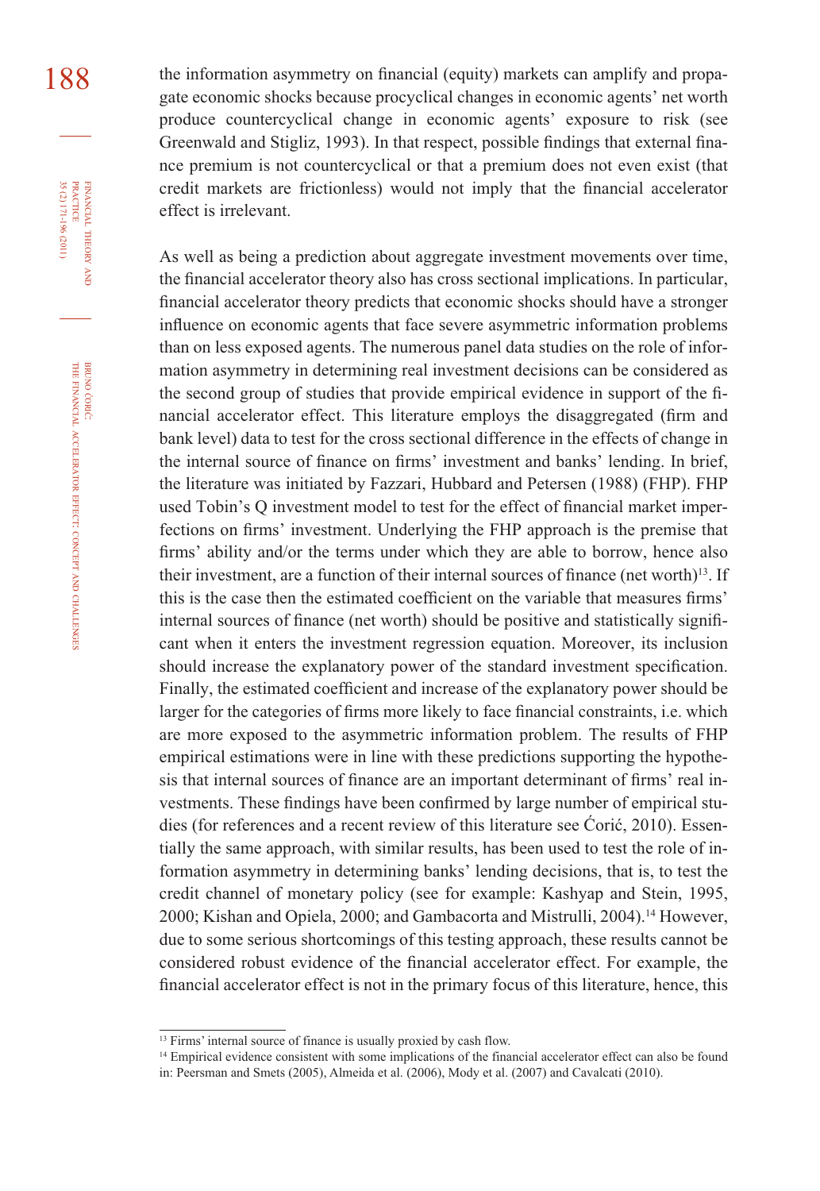the information asymmetry on financial (equity) markets can amplify and propagate economic shocks because procyclical changes in economic agents' net worth produce countercyclical change in economic agents' exposure to risk (see Greenwald and Stigliz, 1993). In that respect, possible findings that external finance premium is not countercyclical or that a premium does not even exist (that credit markets are frictionless) would not imply that the financial accelerator effect is irrelevant.

As well as being a prediction about aggregate investment movements over time, the financial accelerator theory also has cross sectional implications. In particular, financial accelerator theory predicts that economic shocks should have a stronger influence on economic agents that face severe asymmetric information problems than on less exposed agents. The numerous panel data studies on the role of information asymmetry in determining real investment decisions can be considered as the second group of studies that provide empirical evidence in support of the financial accelerator effect. This literature employs the disaggregated (firm and bank level) data to test for the cross sectional difference in the effects of change in the internal source of finance on firms' investment and banks' lending. In brief, the literature was initiated by Fazzari, Hubbard and Petersen (1988) (FHP). FHP used Tobin's Q investment model to test for the effect of financial market imperfections on firms' investment. Underlying the FHP approach is the premise that firms' ability and/or the terms under which they are able to borrow, hence also their investment, are a function of their internal sources of finance (net worth)[13]. If this is the case then the estimated coefficient on the variable that measures firms' internal sources of finance (net worth) should be positive and statistically significant when it enters the investment regression equation. Moreover, its inclusion should increase the explanatory power of the standard investment specification. Finally, the estimated coefficient and increase of the explanatory power should be larger for the categories of firms more likely to face financial constraints, i.e. which are more exposed to the asymmetric information problem. The results of FHP empirical estimations were in line with these predictions supporting the hypothesis that internal sources of finance are an important determinant of firms' real investments. These findings have been confirmed by large number of empirical studies (for references and a recent review of this literature see Ćorić, 2010). Essentially the same approach, with similar results, has been used to test the role of information asymmetry in determining banks' lending decisions, that is, to test the credit channel of monetary policy (see for example: Kashyap and Stein, 1995, 2000; Kishan and Opiela, 2000; and Gambacorta and Mistrulli, 2004).[14] However, due to some serious shortcomings of this testing approach, these results cannot be considered robust evidence of the financial accelerator effect. For example, the financial accelerator effect is not in the primary focus of this literature, hence, this

[13] Firms' internal source of finance is usually proxied by cash flow.

[14] Empirical evidence consistent with some implications of the financial accelerator effect can also be found in: Peersman and Smets (2005), Almeida et al. (2006), Mody et al. (2007) and Cavalcati (2010).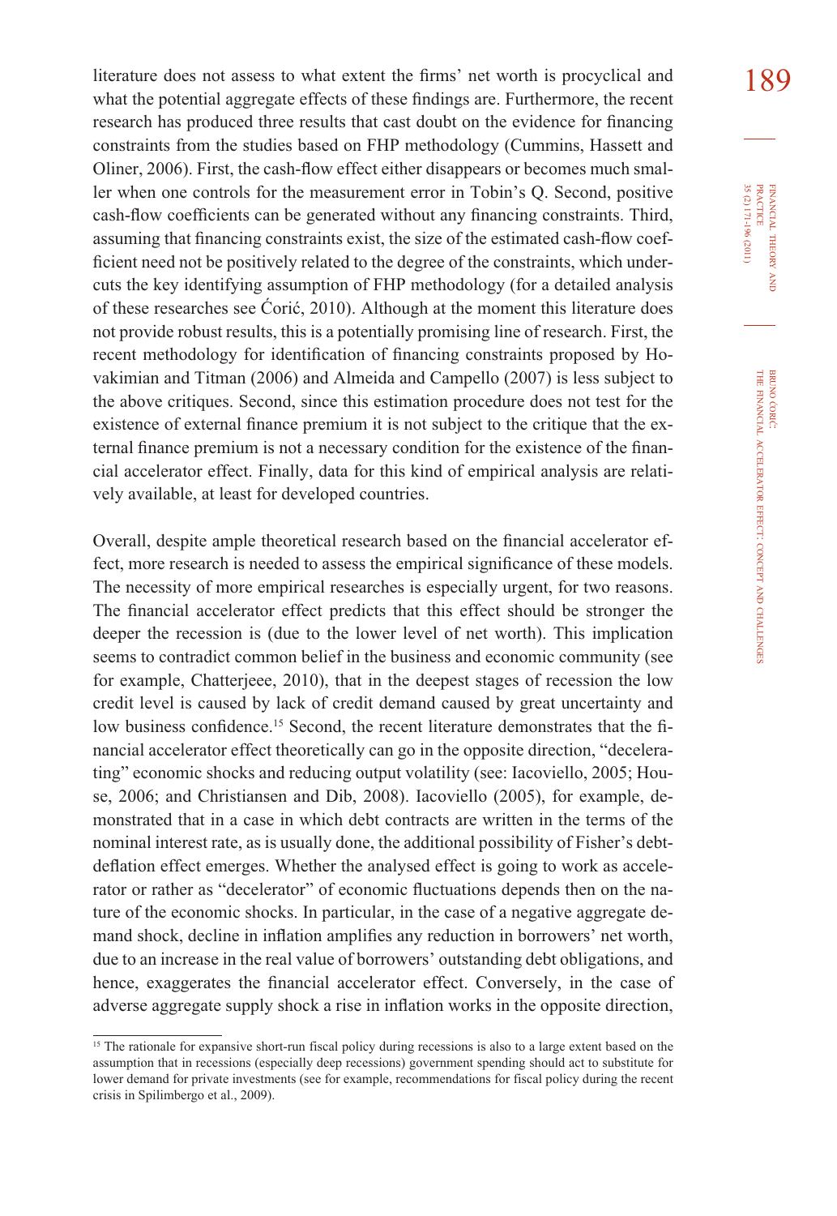literature does not assess to what extent the firms' net worth is procyclical and what the potential aggregate effects of these findings are. Furthermore, the recent research has produced three results that cast doubt on the evidence for financing constraints from the studies based on FHP methodology (Cummins, Hassett and Oliner, 2006). First, the cash-flow effect either disappears or becomes much smaller when one controls for the measurement error in Tobin's Q. Second, positive cash-flow coefficients can be generated without any financing constraints. Third, assuming that financing constraints exist, the size of the estimated cash-flow coefficient need not be positively related to the degree of the constraints, which undercuts the key identifying assumption of FHP methodology (for a detailed analysis of these researches see Ćorić, 2010). Although at the moment this literature does not provide robust results, this is a potentially promising line of research. First, the recent methodology for identification of financing constraints proposed by Hovakimian and Titman (2006) and Almeida and Campello (2007) is less subject to the above critiques. Second, since this estimation procedure does not test for the existence of external finance premium it is not subject to the critique that the external finance premium is not a necessary condition for the existence of the financial accelerator effect. Finally, data for this kind of empirical analysis are relatively available, at least for developed countries.

Overall, despite ample theoretical research based on the financial accelerator effect, more research is needed to assess the empirical significance of these models. The necessity of more empirical researches is especially urgent, for two reasons. The financial accelerator effect predicts that this effect should be stronger the deeper the recession is (due to the lower level of net worth). This implication seems to contradict common belief in the business and economic community (see for example, Chatterjeee, 2010), that in the deepest stages of recession the low credit level is caused by lack of credit demand caused by great uncertainty and low business confidence.[15] Second, the recent literature demonstrates that the financial accelerator effect theoretically can go in the opposite direction, "decelerating" economic shocks and reducing output volatility (see: Iacoviello, 2005; House, 2006; and Christiansen and Dib, 2008). Iacoviello (2005), for example, demonstrated that in a case in which debt contracts are written in the terms of the nominal interest rate, as is usually done, the additional possibility of Fisher's debt-deflation effect emerges. Whether the analysed effect is going to work as accelerator or rather as "decelerator" of economic fluctuations depends then on the nature of the economic shocks. In particular, in the case of a negative aggregate demand shock, decline in inflation amplifies any reduction in borrowers' net worth, due to an increase in the real value of borrowers' outstanding debt obligations, and hence, exaggerates the financial accelerator effect. Conversely, in the case of adverse aggregate supply shock a rise in inflation works in the opposite direction,

[15] The rationale for expansive short-run fiscal policy during recessions is also to a large extent based on the assumption that in recessions (especially deep recessions) government spending should act to substitute for lower demand for private investments (see for example, recommendations for fiscal policy during the recent crisis in Spilimbergo et al., 2009).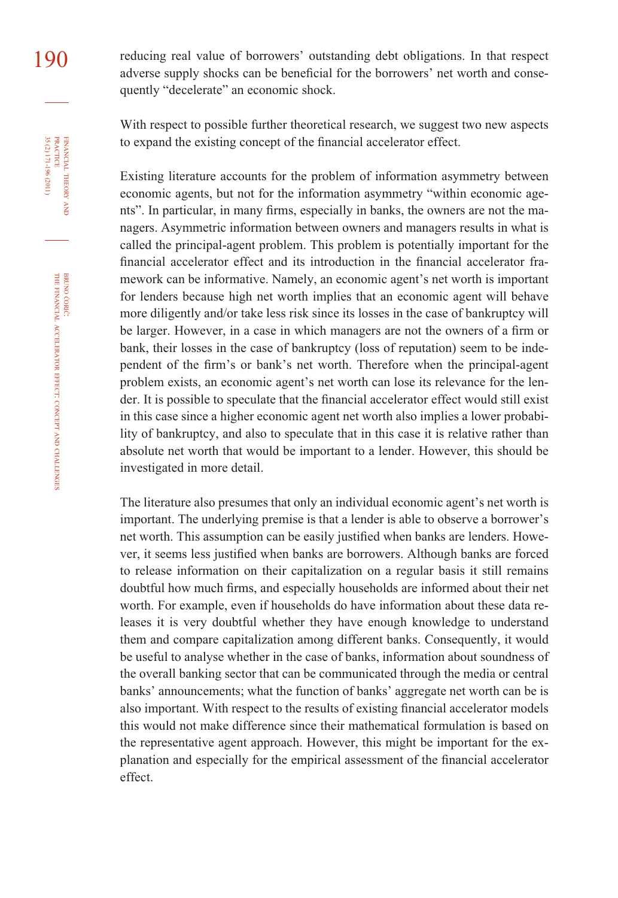reducing real value of borrowers' outstanding debt obligations. In that respect adverse supply shocks can be beneficial for the borrowers' net worth and consequently "decelerate" an economic shock.

With respect to possible further theoretical research, we suggest two new aspects to expand the existing concept of the financial accelerator effect.

Existing literature accounts for the problem of information asymmetry between economic agents, but not for the information asymmetry "within economic agents". In particular, in many firms, especially in banks, the owners are not the managers. Asymmetric information between owners and managers results in what is called the principal-agent problem. This problem is potentially important for the financial accelerator effect and its introduction in the financial accelerator framework can be informative. Namely, an economic agent's net worth is important for lenders because high net worth implies that an economic agent will behave more diligently and/or take less risk since its losses in the case of bankruptcy will be larger. However, in a case in which managers are not the owners of a firm or bank, their losses in the case of bankruptcy (loss of reputation) seem to be independent of the firm's or bank's net worth. Therefore when the principal-agent problem exists, an economic agent's net worth can lose its relevance for the lender. It is possible to speculate that the financial accelerator effect would still exist in this case since a higher economic agent net worth also implies a lower probability of bankruptcy, and also to speculate that in this case it is relative rather than absolute net worth that would be important to a lender. However, this should be investigated in more detail.

The literature also presumes that only an individual economic agent's net worth is important. The underlying premise is that a lender is able to observe a borrower's net worth. This assumption can be easily justified when banks are lenders. However, it seems less justified when banks are borrowers. Although banks are forced to release information on their capitalization on a regular basis it still remains doubtful how much firms, and especially households are informed about their net worth. For example, even if households do have information about these data releases it is very doubtful whether they have enough knowledge to understand them and compare capitalization among different banks. Consequently, it would be useful to analyse whether in the case of banks, information about soundness of the overall banking sector that can be communicated through the media or central banks' announcements; what the function of banks' aggregate net worth can be is also important. With respect to the results of existing financial accelerator models this would not make difference since their mathematical formulation is based on the representative agent approach. However, this might be important for the explanation and especially for the empirical assessment of the financial accelerator effect.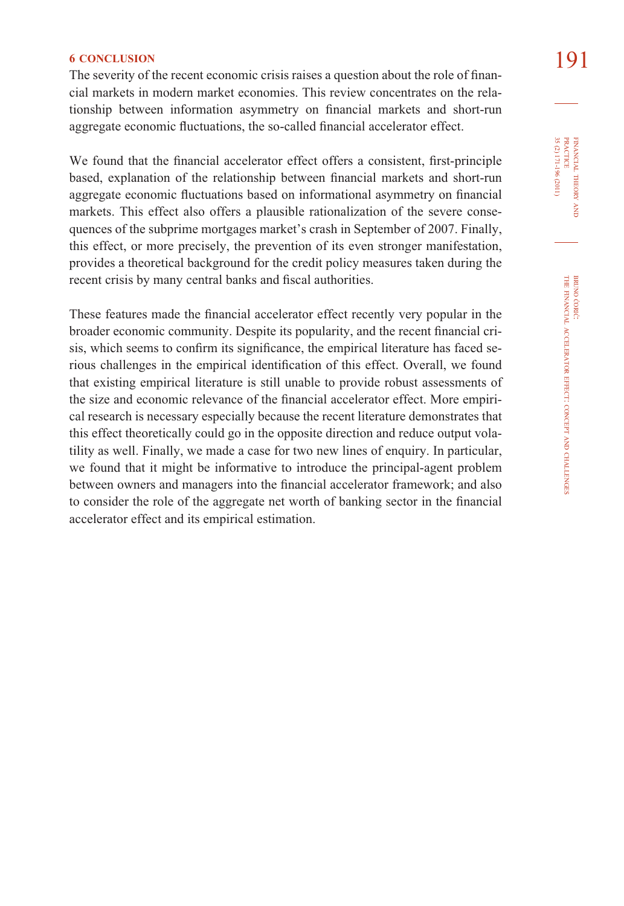## 6 CONCLUSION

The severity of the recent economic crisis raises a question about the role of financial markets in modern market economies. This review concentrates on the relationship between information asymmetry on financial markets and short-run aggregate economic fluctuations, the so-called financial accelerator effect.

We found that the financial accelerator effect offers a consistent, first-principle based, explanation of the relationship between financial markets and short-run aggregate economic fluctuations based on informational asymmetry on financial markets. This effect also offers a plausible rationalization of the severe consequences of the subprime mortgages market's crash in September of 2007. Finally, this effect, or more precisely, the prevention of its even stronger manifestation, provides a theoretical background for the credit policy measures taken during the recent crisis by many central banks and fiscal authorities.

These features made the financial accelerator effect recently very popular in the broader economic community. Despite its popularity, and the recent financial crisis, which seems to confirm its significance, the empirical literature has faced serious challenges in the empirical identification of this effect. Overall, we found that existing empirical literature is still unable to provide robust assessments of the size and economic relevance of the financial accelerator effect. More empirical research is necessary especially because the recent literature demonstrates that this effect theoretically could go in the opposite direction and reduce output volatility as well. Finally, we made a case for two new lines of enquiry. In particular, we found that it might be informative to introduce the principal-agent problem between owners and managers into the financial accelerator framework; and also to consider the role of the aggregate net worth of banking sector in the financial accelerator effect and its empirical estimation.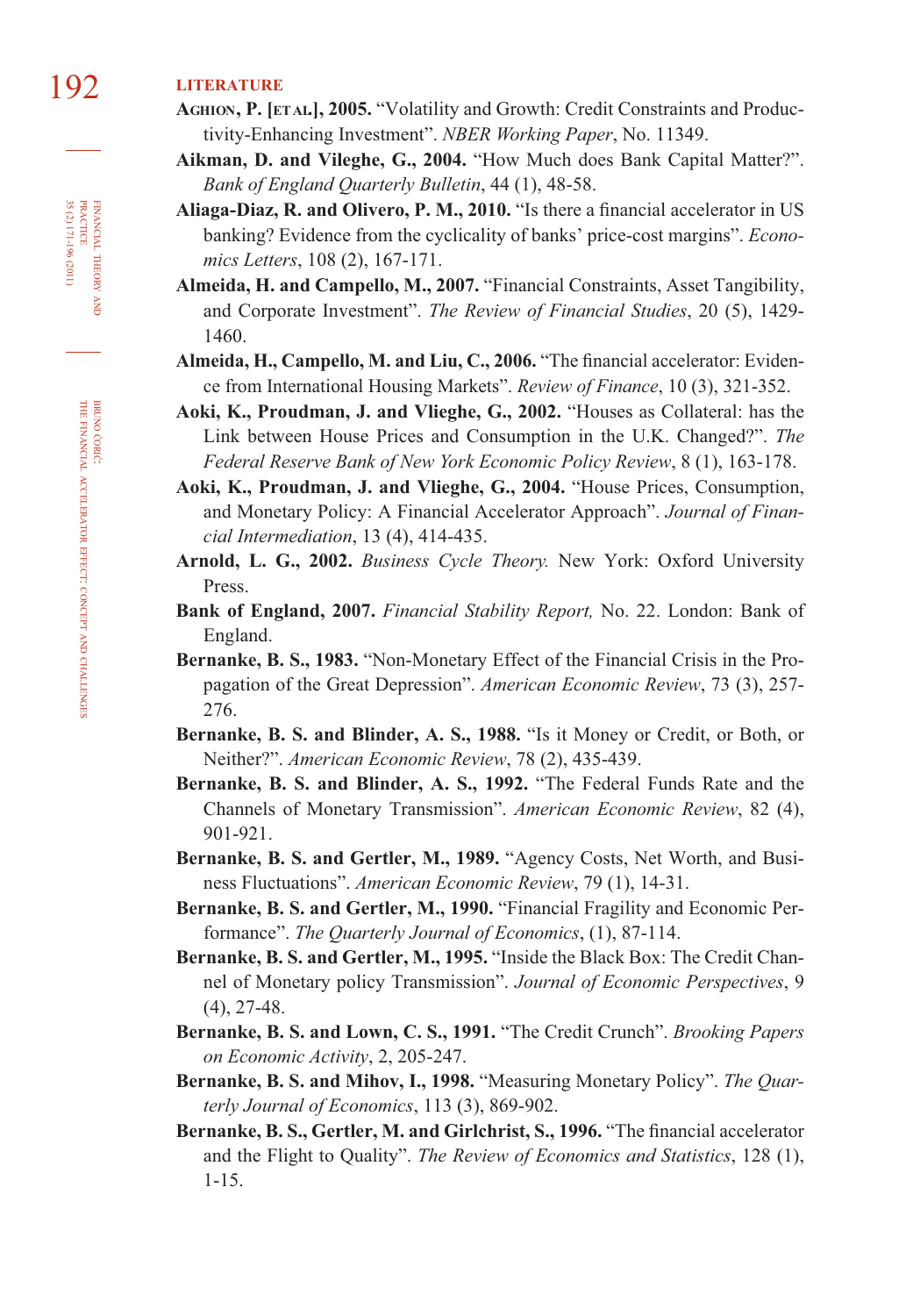## LITERATURE

**Aghion, P. [et al], 2005.** "Volatility and Growth: Credit Constraints and Productivity-Enhancing Investment". *NBER Working Paper*, No. 11349.

**Aikman, D. and Vileghe, G., 2004.** "How Much does Bank Capital Matter?". *Bank of England Quarterly Bulletin*, 44 (1), 48-58.

**Aliaga-Diaz, R. and Olivero, P. M., 2010.** "Is there a financial accelerator in US banking? Evidence from the cyclicality of banks' price-cost margins". *Economics Letters*, 108 (2), 167-171.

**Almeida, H. and Campello, M., 2007.** "Financial Constraints, Asset Tangibility, and Corporate Investment". *The Review of Financial Studies*, 20 (5), 1429-1460.

**Almeida, H., Campello, M. and Liu, C., 2006.** "The financial accelerator: Evidence from International Housing Markets". *Review of Finance*, 10 (3), 321-352.

**Aoki, K., Proudman, J. and Vlieghe, G., 2002.** "Houses as Collateral: has the Link between House Prices and Consumption in the U.K. Changed?". *The Federal Reserve Bank of New York Economic Policy Review*, 8 (1), 163-178.

**Aoki, K., Proudman, J. and Vlieghe, G., 2004.** "House Prices, Consumption, and Monetary Policy: A Financial Accelerator Approach". *Journal of Financial Intermediation*, 13 (4), 414-435.

**Arnold, L. G., 2002.** *Business Cycle Theory.* New York: Oxford University Press.

**Bank of England, 2007.** *Financial Stability Report,* No. 22. London: Bank of England.

**Bernanke, B. S., 1983.** "Non-Monetary Effect of the Financial Crisis in the Propagation of the Great Depression". *American Economic Review*, 73 (3), 257-276.

**Bernanke, B. S. and Blinder, A. S., 1988.** "Is it Money or Credit, or Both, or Neither?". *American Economic Review*, 78 (2), 435-439.

**Bernanke, B. S. and Blinder, A. S., 1992.** "The Federal Funds Rate and the Channels of Monetary Transmission". *American Economic Review*, 82 (4), 901-921.

**Bernanke, B. S. and Gertler, M., 1989.** "Agency Costs, Net Worth, and Business Fluctuations". *American Economic Review*, 79 (1), 14-31.

**Bernanke, B. S. and Gertler, M., 1990.** "Financial Fragility and Economic Performance". *The Quarterly Journal of Economics*, (1), 87-114.

**Bernanke, B. S. and Gertler, M., 1995.** "Inside the Black Box: The Credit Channel of Monetary policy Transmission". *Journal of Economic Perspectives*, 9 (4), 27-48.

**Bernanke, B. S. and Lown, C. S., 1991.** "The Credit Crunch". *Brooking Papers on Economic Activity*, 2, 205-247.

**Bernanke, B. S. and Mihov, I., 1998.** "Measuring Monetary Policy". *The Quarterly Journal of Economics*, 113 (3), 869-902.

**Bernanke, B. S., Gertler, M. and Girlchrist, S., 1996.** "The financial accelerator and the Flight to Quality". *The Review of Economics and Statistics*, 128 (1), 1-15.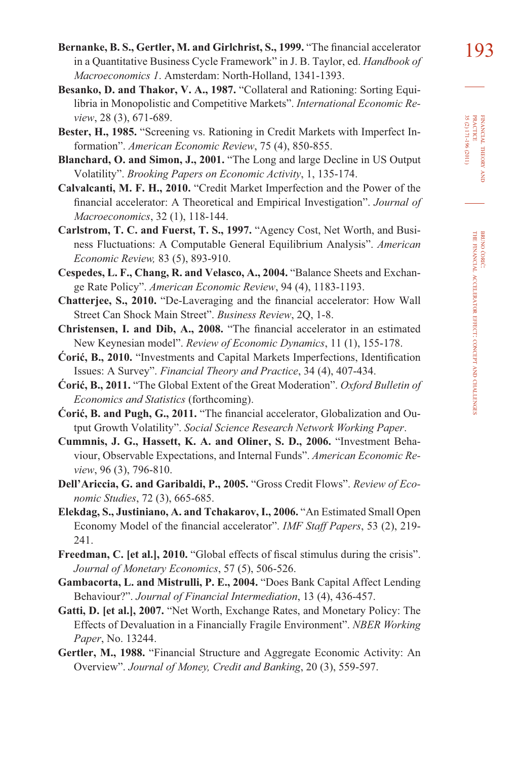**Bernanke, B. S., Gertler, M. and Girlchrist, S., 1999.** "The financial accelerator in a Quantitative Business Cycle Framework" in J. B. Taylor, ed. *Handbook of Macroeconomics 1*. Amsterdam: North-Holland, 1341-1393.

**Besanko, D. and Thakor, V. A., 1987.** "Collateral and Rationing: Sorting Equilibria in Monopolistic and Competitive Markets". *International Economic Review*, 28 (3), 671-689.

**Bester, H., 1985.** "Screening vs. Rationing in Credit Markets with Imperfect Information". *American Economic Review*, 75 (4), 850-855.

**Blanchard, O. and Simon, J., 2001.** "The Long and large Decline in US Output Volatility". *Brooking Papers on Economic Activity*, 1, 135-174.

**Calvalcanti, M. F. H., 2010.** "Credit Market Imperfection and the Power of the financial accelerator: A Theoretical and Empirical Investigation". *Journal of Macroeconomics*, 32 (1), 118-144.

**Carlstrom, T. C. and Fuerst, T. S., 1997.** "Agency Cost, Net Worth, and Business Fluctuations: A Computable General Equilibrium Analysis". *American Economic Review,* 83 (5), 893-910.

**Cespedes, L. F., Chang, R. and Velasco, A., 2004.** "Balance Sheets and Exchange Rate Policy". *American Economic Review*, 94 (4), 1183-1193.

**Chatterjee, S., 2010.** "De-Laveraging and the financial accelerator: How Wall Street Can Shock Main Street". *Business Review*, 2Q, 1-8.

**Christensen, I. and Dib, A., 2008.** "The financial accelerator in an estimated New Keynesian model". *Review of Economic Dynamics*, 11 (1), 155-178.

**Ćorić, B., 2010.** "Investments and Capital Markets Imperfections, Identification Issues: A Survey". *Financial Theory and Practice*, 34 (4), 407-434.

**Ćorić, B., 2011.** "The Global Extent of the Great Moderation". *Oxford Bulletin of Economics and Statistics* (forthcoming).

**Ćorić, B. and Pugh, G., 2011.** "The financial accelerator, Globalization and Output Growth Volatility". *Social Science Research Network Working Paper*.

**Cummnis, J. G., Hassett, K. A. and Oliner, S. D., 2006.** "Investment Behaviour, Observable Expectations, and Internal Funds". *American Economic Review*, 96 (3), 796-810.

**Dell'Ariccia, G. and Garibaldi, P., 2005.** "Gross Credit Flows". *Review of Economic Studies*, 72 (3), 665-685.

**Elekdag, S., Justiniano, A. and Tchakarov, I., 2006.** "An Estimated Small Open Economy Model of the financial accelerator". *IMF Staff Papers*, 53 (2), 219-241.

**Freedman, C. [et al.], 2010.** "Global effects of fiscal stimulus during the crisis". *Journal of Monetary Economics*, 57 (5), 506-526.

**Gambacorta, L. and Mistrulli, P. E., 2004.** "Does Bank Capital Affect Lending Behaviour?". *Journal of Financial Intermediation*, 13 (4), 436-457.

**Gatti, D. [et al.], 2007.** "Net Worth, Exchange Rates, and Monetary Policy: The Effects of Devaluation in a Financially Fragile Environment". *NBER Working Paper*, No. 13244.

**Gertler, M., 1988.** "Financial Structure and Aggregate Economic Activity: An Overview". *Journal of Money, Credit and Banking*, 20 (3), 559-597.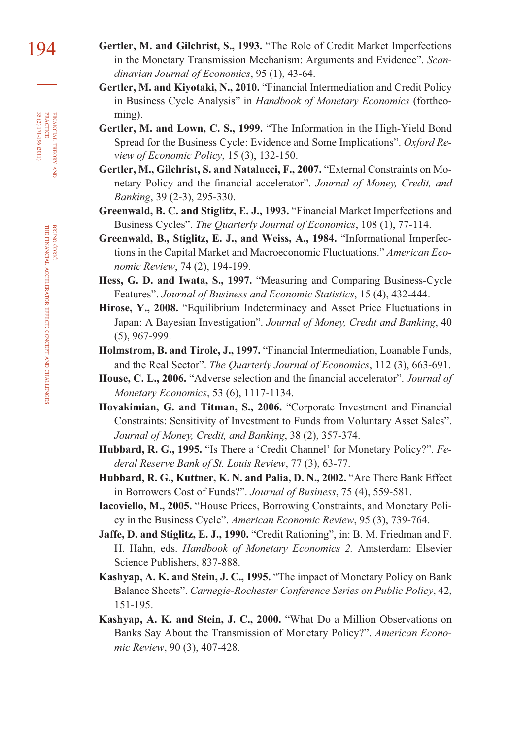**Gertler, M. and Gilchrist, S., 1993.** "The Role of Credit Market Imperfections in the Monetary Transmission Mechanism: Arguments and Evidence". *Scandinavian Journal of Economics*, 95 (1), 43-64.

**Gertler, M. and Kiyotaki, N., 2010.** "Financial Intermediation and Credit Policy in Business Cycle Analysis" in *Handbook of Monetary Economics* (forthcoming).

**Gertler, M. and Lown, C. S., 1999.** "The Information in the High-Yield Bond Spread for the Business Cycle: Evidence and Some Implications". *Oxford Review of Economic Policy*, 15 (3), 132-150.

**Gertler, M., Gilchrist, S. and Natalucci, F., 2007.** "External Constraints on Monetary Policy and the financial accelerator". *Journal of Money, Credit, and Banking*, 39 (2-3), 295-330.

**Greenwald, B. C. and Stiglitz, E. J., 1993.** "Financial Market Imperfections and Business Cycles". *The Quarterly Journal of Economics*, 108 (1), 77-114.

**Greenwald, B., Stiglitz, E. J., and Weiss, A., 1984.** "Informational Imperfections in the Capital Market and Macroeconomic Fluctuations." *American Economic Review*, 74 (2), 194-199.

**Hess, G. D. and Iwata, S., 1997.** "Measuring and Comparing Business-Cycle Features". *Journal of Business and Economic Statistics*, 15 (4), 432-444.

**Hirose, Y., 2008.** "Equilibrium Indeterminacy and Asset Price Fluctuations in Japan: A Bayesian Investigation". *Journal of Money, Credit and Banking*, 40 (5), 967-999.

**Holmstrom, B. and Tirole, J., 1997.** "Financial Intermediation, Loanable Funds, and the Real Sector". *The Quarterly Journal of Economics*, 112 (3), 663-691.

**House, C. L., 2006.** "Adverse selection and the financial accelerator". *Journal of Monetary Economics*, 53 (6), 1117-1134.

**Hovakimian, G. and Titman, S., 2006.** "Corporate Investment and Financial Constraints: Sensitivity of Investment to Funds from Voluntary Asset Sales". *Journal of Money, Credit, and Banking*, 38 (2), 357-374.

**Hubbard, R. G., 1995.** "Is There a 'Credit Channel' for Monetary Policy?". *Federal Reserve Bank of St. Louis Review*, 77 (3), 63-77.

**Hubbard, R. G., Kuttner, K. N. and Palia, D. N., 2002.** "Are There Bank Effect in Borrowers Cost of Funds?". *Journal of Business*, 75 (4), 559-581.

**Iacoviello, M., 2005.** "House Prices, Borrowing Constraints, and Monetary Policy in the Business Cycle". *American Economic Review*, 95 (3), 739-764.

**Jaffe, D. and Stiglitz, E. J., 1990.** "Credit Rationing", in: B. M. Friedman and F. H. Hahn, eds. *Handbook of Monetary Economics 2.* Amsterdam: Elsevier Science Publishers, 837-888.

**Kashyap, A. K. and Stein, J. C., 1995.** "The impact of Monetary Policy on Bank Balance Sheets". *Carnegie-Rochester Conference Series on Public Policy*, 42, 151-195.

**Kashyap, A. K. and Stein, J. C., 2000.** "What Do a Million Observations on Banks Say About the Transmission of Monetary Policy?". *American Economic Review*, 90 (3), 407-428.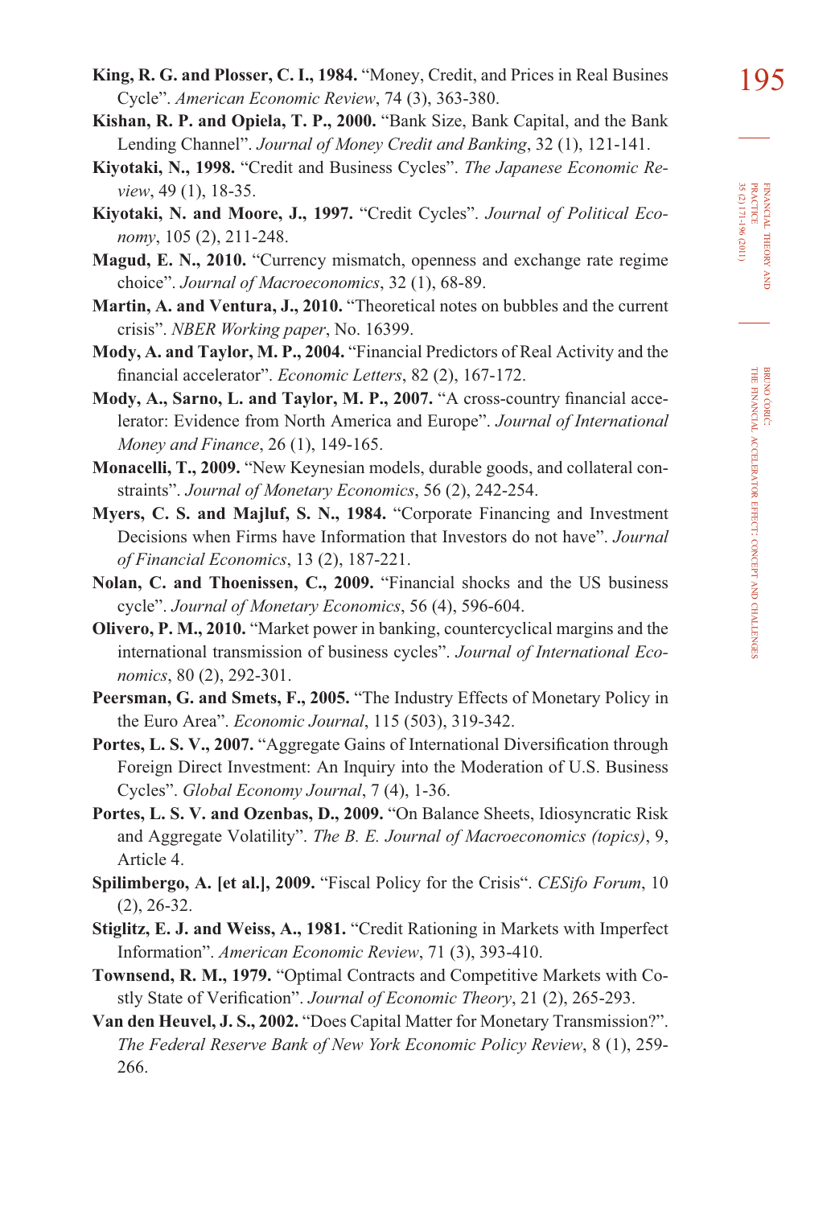**King, R. G. and Plosser, C. I., 1984.** “Money, Credit, and Prices in Real Busines Cycle”. *American Economic Review*, 74 (3), 363-380.

**Kishan, R. P. and Opiela, T. P., 2000.** “Bank Size, Bank Capital, and the Bank Lending Channel”. *Journal of Money Credit and Banking*, 32 (1), 121-141.

**Kiyotaki, N., 1998.** “Credit and Business Cycles”. *The Japanese Economic Review*, 49 (1), 18-35.

**Kiyotaki, N. and Moore, J., 1997.** “Credit Cycles”. *Journal of Political Economy*, 105 (2), 211-248.

**Magud, E. N., 2010.** “Currency mismatch, openness and exchange rate regime choice”. *Journal of Macroeconomics*, 32 (1), 68-89.

**Martin, A. and Ventura, J., 2010.** “Theoretical notes on bubbles and the current crisis”. *NBER Working paper*, No. 16399.

**Mody, A. and Taylor, M. P., 2004.** “Financial Predictors of Real Activity and the financial accelerator”. *Economic Letters*, 82 (2), 167-172.

**Mody, A., Sarno, L. and Taylor, M. P., 2007.** “A cross-country financial accelerator: Evidence from North America and Europe”. *Journal of International Money and Finance*, 26 (1), 149-165.

**Monacelli, T., 2009.** “New Keynesian models, durable goods, and collateral constraints”. *Journal of Monetary Economics*, 56 (2), 242-254.

**Myers, C. S. and Majluf, S. N., 1984.** “Corporate Financing and Investment Decisions when Firms have Information that Investors do not have”. *Journal of Financial Economics*, 13 (2), 187-221.

**Nolan, C. and Thoenissen, C., 2009.** “Financial shocks and the US business cycle”. *Journal of Monetary Economics*, 56 (4), 596-604.

**Olivero, P. M., 2010.** “Market power in banking, countercyclical margins and the international transmission of business cycles”. *Journal of International Economics*, 80 (2), 292-301.

**Peersman, G. and Smets, F., 2005.** “The Industry Effects of Monetary Policy in the Euro Area”. *Economic Journal*, 115 (503), 319-342.

**Portes, L. S. V., 2007.** “Aggregate Gains of International Diversification through Foreign Direct Investment: An Inquiry into the Moderation of U.S. Business Cycles”. *Global Economy Journal*, 7 (4), 1-36.

**Portes, L. S. V. and Ozenbas, D., 2009.** “On Balance Sheets, Idiosyncratic Risk and Aggregate Volatility”. *The B. E. Journal of Macroeconomics (topics)*, 9, Article 4.

**Spilimbergo, A. [et al.], 2009.** “Fiscal Policy for the Crisis“. *CESifo Forum*, 10 (2), 26-32.

**Stiglitz, E. J. and Weiss, A., 1981.** “Credit Rationing in Markets with Imperfect Information”. *American Economic Review*, 71 (3), 393-410.

**Townsend, R. M., 1979.** “Optimal Contracts and Competitive Markets with Costly State of Verification”. *Journal of Economic Theory*, 21 (2), 265-293.

**Van den Heuvel, J. S., 2002.** “Does Capital Matter for Monetary Transmission?”. *The Federal Reserve Bank of New York Economic Policy Review*, 8 (1), 259-266.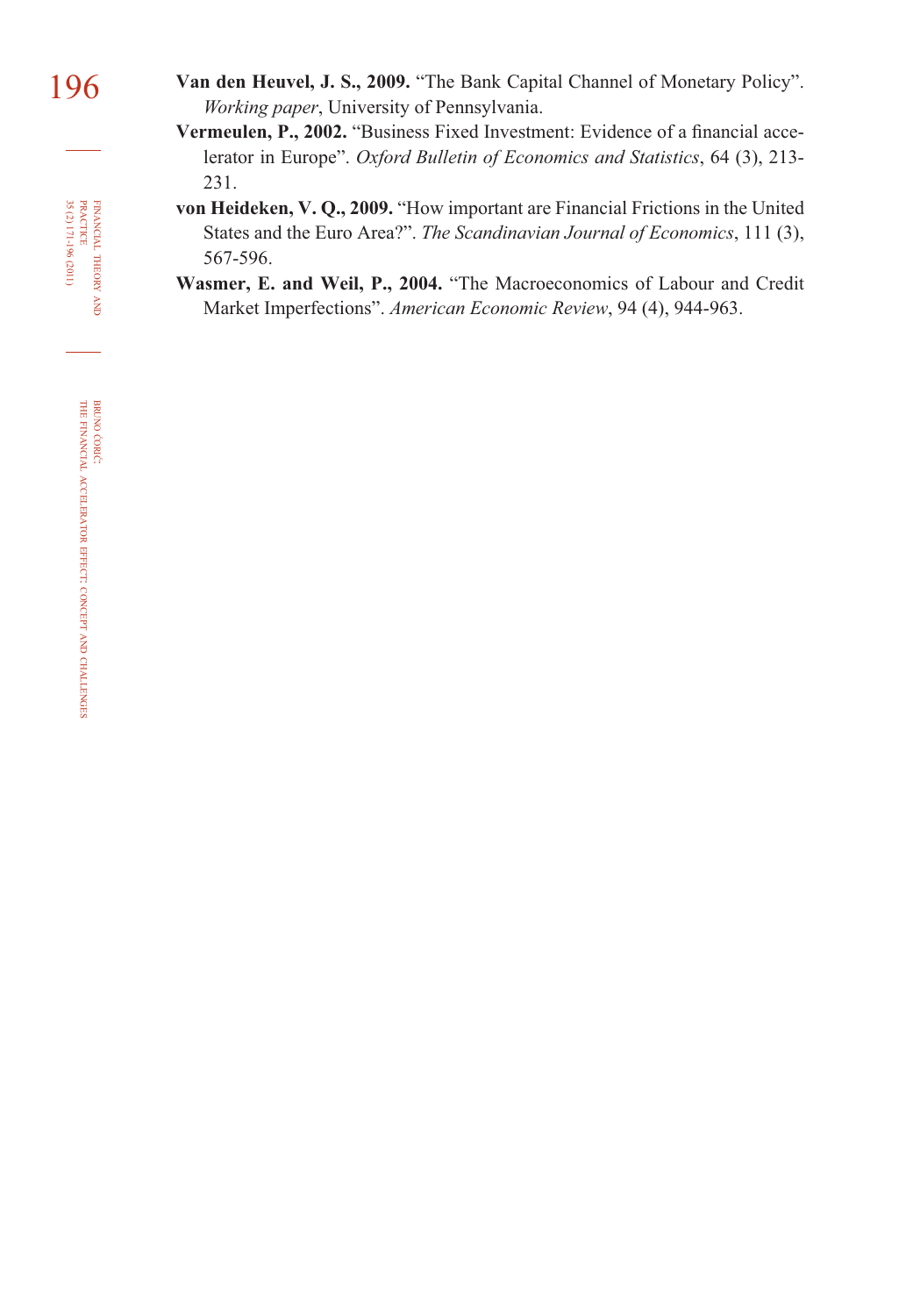**Van den Heuvel, J. S., 2009.** "The Bank Capital Channel of Monetary Policy". *Working paper*, University of Pennsylvania.

**Vermeulen, P., 2002.** "Business Fixed Investment: Evidence of a financial accelerator in Europe". *Oxford Bulletin of Economics and Statistics*, 64 (3), 213-231.

**von Heideken, V. Q., 2009.** "How important are Financial Frictions in the United States and the Euro Area?". *The Scandinavian Journal of Economics*, 111 (3), 567-596.

**Wasmer, E. and Weil, P., 2004.** "The Macroeconomics of Labour and Credit Market Imperfections". *American Economic Review*, 94 (4), 944-963.